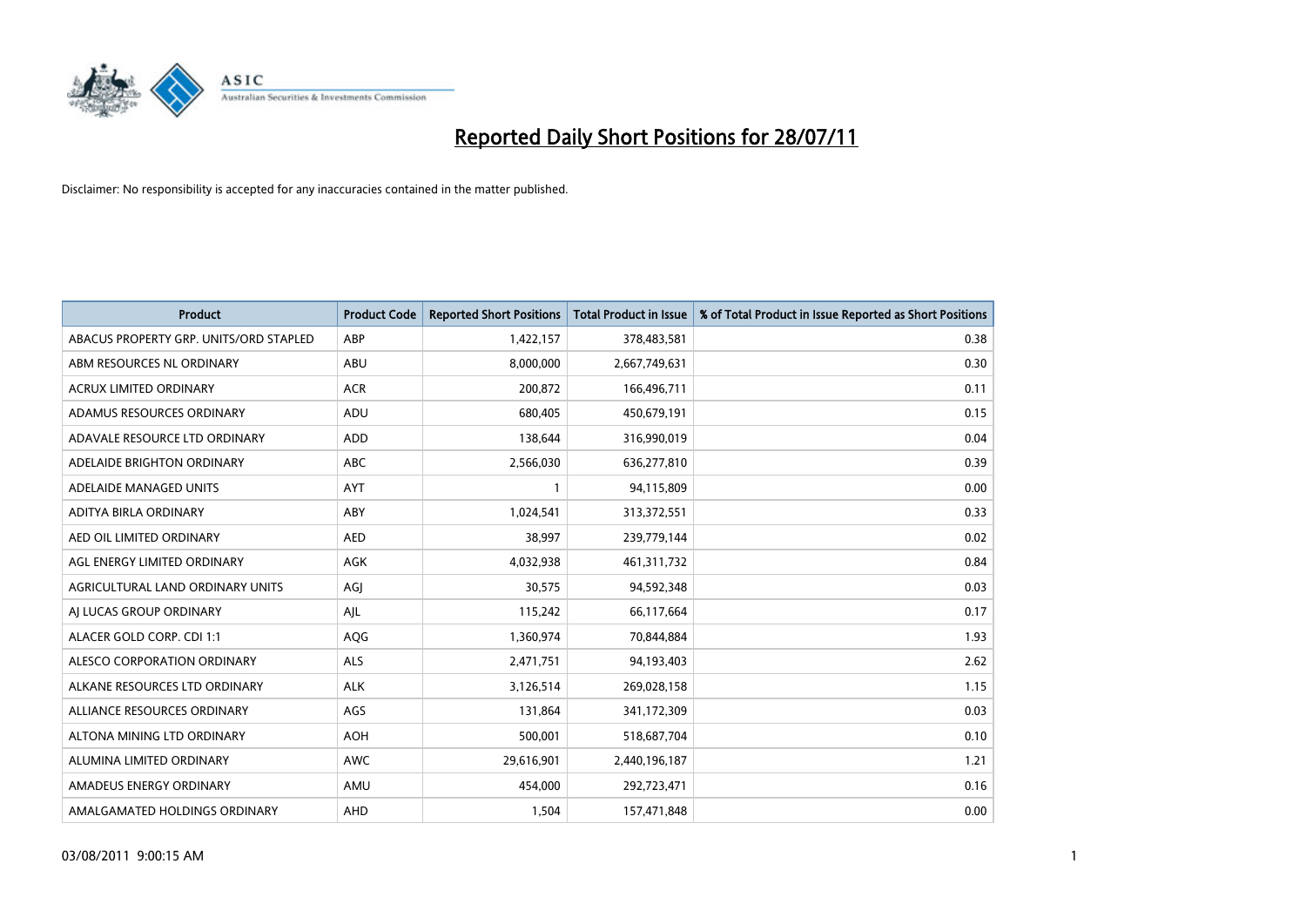# Reported Daily Short Positions for 28/07/11

Disclaimer: No responsibility is accepted for any inaccuracies contained in the matter published.

| Product | Product Code | Reported Short Positions | Total Product in Issue | % of Total Product in Issue Reported as Short Positions |
|---|---|---|---|---|
| ABACUS PROPERTY GRP. UNITS/ORD STAPLED | ABP | 1,422,157 | 378,483,581 | 0.38 |
| ABM RESOURCES NL ORDINARY | ABU | 8,000,000 | 2,667,749,631 | 0.30 |
| ACRUX LIMITED ORDINARY | ACR | 200,872 | 166,496,711 | 0.11 |
| ADAMUS RESOURCES ORDINARY | ADU | 680,405 | 450,679,191 | 0.15 |
| ADAVALE RESOURCE LTD ORDINARY | ADD | 138,644 | 316,990,019 | 0.04 |
| ADELAIDE BRIGHTON ORDINARY | ABC | 2,566,030 | 636,277,810 | 0.39 |
| ADELAIDE MANAGED UNITS | AYT | 1 | 94,115,809 | 0.00 |
| ADITYA BIRLA ORDINARY | ABY | 1,024,541 | 313,372,551 | 0.33 |
| AED OIL LIMITED ORDINARY | AED | 38,997 | 239,779,144 | 0.02 |
| AGL ENERGY LIMITED ORDINARY | AGK | 4,032,938 | 461,311,732 | 0.84 |
| AGRICULTURAL LAND ORDINARY UNITS | AGJ | 30,575 | 94,592,348 | 0.03 |
| AJ LUCAS GROUP ORDINARY | AJL | 115,242 | 66,117,664 | 0.17 |
| ALACER GOLD CORP. CDI 1:1 | AQG | 1,360,974 | 70,844,884 | 1.93 |
| ALESCO CORPORATION ORDINARY | ALS | 2,471,751 | 94,193,403 | 2.62 |
| ALKANE RESOURCES LTD ORDINARY | ALK | 3,126,514 | 269,028,158 | 1.15 |
| ALLIANCE RESOURCES ORDINARY | AGS | 131,864 | 341,172,309 | 0.03 |
| ALTONA MINING LTD ORDINARY | AOH | 500,001 | 518,687,704 | 0.10 |
| ALUMINA LIMITED ORDINARY | AWC | 29,616,901 | 2,440,196,187 | 1.21 |
| AMADEUS ENERGY ORDINARY | AMU | 454,000 | 292,723,471 | 0.16 |
| AMALGAMATED HOLDINGS ORDINARY | AHD | 1,504 | 157,471,848 | 0.00 |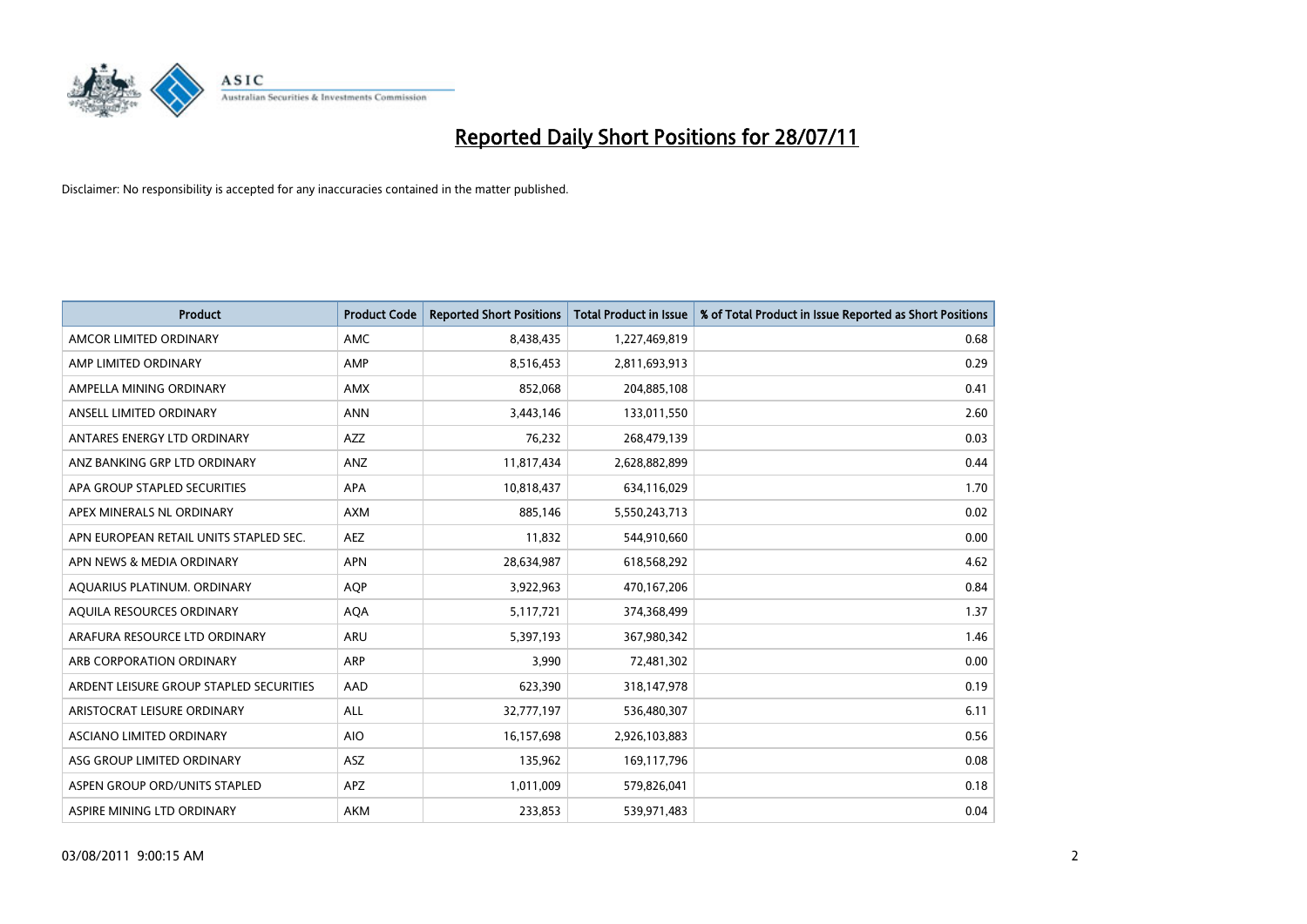# Reported Daily Short Positions for 28/07/11

Disclaimer: No responsibility is accepted for any inaccuracies contained in the matter published.

| Product | Product Code | Reported Short Positions | Total Product in Issue | % of Total Product in Issue Reported as Short Positions |
|---|---|---|---|---|
| AMCOR LIMITED ORDINARY | AMC | 8,438,435 | 1,227,469,819 | 0.68 |
| AMP LIMITED ORDINARY | AMP | 8,516,453 | 2,811,693,913 | 0.29 |
| AMPELLA MINING ORDINARY | AMX | 852,068 | 204,885,108 | 0.41 |
| ANSELL LIMITED ORDINARY | ANN | 3,443,146 | 133,011,550 | 2.60 |
| ANTARES ENERGY LTD ORDINARY | AZZ | 76,232 | 268,479,139 | 0.03 |
| ANZ BANKING GRP LTD ORDINARY | ANZ | 11,817,434 | 2,628,882,899 | 0.44 |
| APA GROUP STAPLED SECURITIES | APA | 10,818,437 | 634,116,029 | 1.70 |
| APEX MINERALS NL ORDINARY | AXM | 885,146 | 5,550,243,713 | 0.02 |
| APN EUROPEAN RETAIL UNITS STAPLED SEC. | AEZ | 11,832 | 544,910,660 | 0.00 |
| APN NEWS & MEDIA ORDINARY | APN | 28,634,987 | 618,568,292 | 4.62 |
| AQUARIUS PLATINUM. ORDINARY | AQP | 3,922,963 | 470,167,206 | 0.84 |
| AQUILA RESOURCES ORDINARY | AQA | 5,117,721 | 374,368,499 | 1.37 |
| ARAFURA RESOURCE LTD ORDINARY | ARU | 5,397,193 | 367,980,342 | 1.46 |
| ARB CORPORATION ORDINARY | ARP | 3,990 | 72,481,302 | 0.00 |
| ARDENT LEISURE GROUP STAPLED SECURITIES | AAD | 623,390 | 318,147,978 | 0.19 |
| ARISTOCRAT LEISURE ORDINARY | ALL | 32,777,197 | 536,480,307 | 6.11 |
| ASCIANO LIMITED ORDINARY | AIO | 16,157,698 | 2,926,103,883 | 0.56 |
| ASG GROUP LIMITED ORDINARY | ASZ | 135,962 | 169,117,796 | 0.08 |
| ASPEN GROUP ORD/UNITS STAPLED | APZ | 1,011,009 | 579,826,041 | 0.18 |
| ASPIRE MINING LTD ORDINARY | AKM | 233,853 | 539,971,483 | 0.04 |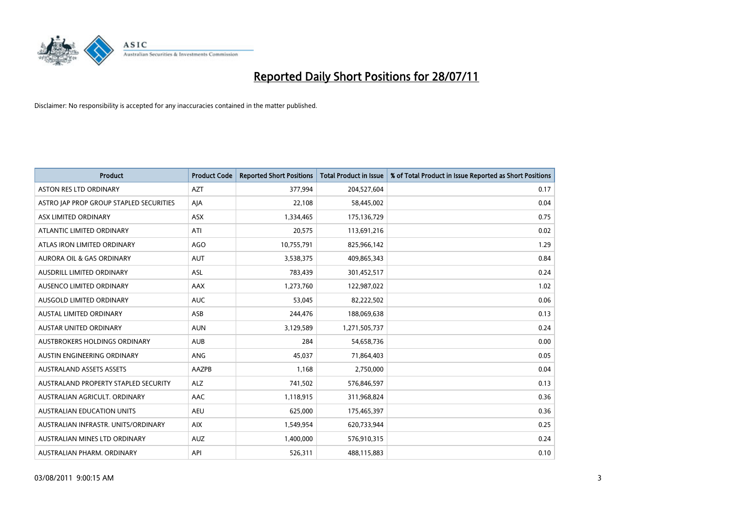# Reported Daily Short Positions for 28/07/11

Disclaimer: No responsibility is accepted for any inaccuracies contained in the matter published.

| Product | Product Code | Reported Short Positions | Total Product in Issue | % of Total Product in Issue Reported as Short Positions |
|---|---|---|---|---|
| ASTON RES LTD ORDINARY | AZT | 377,994 | 204,527,604 | 0.17 |
| ASTRO JAP PROP GROUP STAPLED SECURITIES | AJA | 22,108 | 58,445,002 | 0.04 |
| ASX LIMITED ORDINARY | ASX | 1,334,465 | 175,136,729 | 0.75 |
| ATLANTIC LIMITED ORDINARY | ATI | 20,575 | 113,691,216 | 0.02 |
| ATLAS IRON LIMITED ORDINARY | AGO | 10,755,791 | 825,966,142 | 1.29 |
| AURORA OIL & GAS ORDINARY | AUT | 3,538,375 | 409,865,343 | 0.84 |
| AUSDRILL LIMITED ORDINARY | ASL | 783,439 | 301,452,517 | 0.24 |
| AUSENCO LIMITED ORDINARY | AAX | 1,273,760 | 122,987,022 | 1.02 |
| AUSGOLD LIMITED ORDINARY | AUC | 53,045 | 82,222,502 | 0.06 |
| AUSTAL LIMITED ORDINARY | ASB | 244,476 | 188,069,638 | 0.13 |
| AUSTAR UNITED ORDINARY | AUN | 3,129,589 | 1,271,505,737 | 0.24 |
| AUSTBROKERS HOLDINGS ORDINARY | AUB | 284 | 54,658,736 | 0.00 |
| AUSTIN ENGINEERING ORDINARY | ANG | 45,037 | 71,864,403 | 0.05 |
| AUSTRALAND ASSETS ASSETS | AAZPB | 1,168 | 2,750,000 | 0.04 |
| AUSTRALAND PROPERTY STAPLED SECURITY | ALZ | 741,502 | 576,846,597 | 0.13 |
| AUSTRALIAN AGRICULT. ORDINARY | AAC | 1,118,915 | 311,968,824 | 0.36 |
| AUSTRALIAN EDUCATION UNITS | AEU | 625,000 | 175,465,397 | 0.36 |
| AUSTRALIAN INFRASTR. UNITS/ORDINARY | AIX | 1,549,954 | 620,733,944 | 0.25 |
| AUSTRALIAN MINES LTD ORDINARY | AUZ | 1,400,000 | 576,910,315 | 0.24 |
| AUSTRALIAN PHARM. ORDINARY | API | 526,311 | 488,115,883 | 0.10 |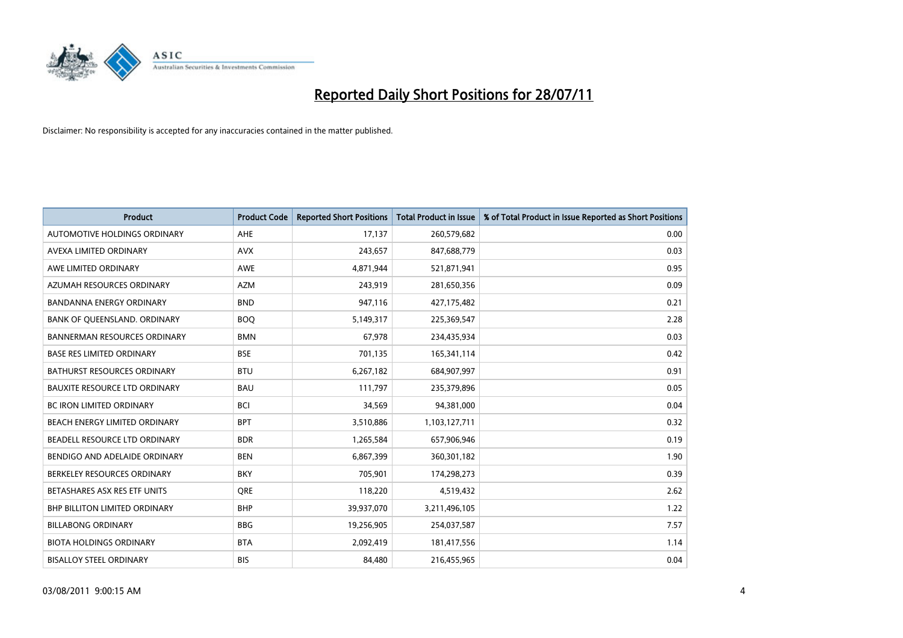# Reported Daily Short Positions for 28/07/11

Disclaimer: No responsibility is accepted for any inaccuracies contained in the matter published.

| Product | Product Code | Reported Short Positions | Total Product in Issue | % of Total Product in Issue Reported as Short Positions |
|---|---|---|---|---|
| AUTOMOTIVE HOLDINGS ORDINARY | AHE | 17,137 | 260,579,682 | 0.00 |
| AVEXA LIMITED ORDINARY | AVX | 243,657 | 847,688,779 | 0.03 |
| AWE LIMITED ORDINARY | AWE | 4,871,944 | 521,871,941 | 0.95 |
| AZUMAH RESOURCES ORDINARY | AZM | 243,919 | 281,650,356 | 0.09 |
| BANDANNA ENERGY ORDINARY | BND | 947,116 | 427,175,482 | 0.21 |
| BANK OF QUEENSLAND. ORDINARY | BOQ | 5,149,317 | 225,369,547 | 2.28 |
| BANNERMAN RESOURCES ORDINARY | BMN | 67,978 | 234,435,934 | 0.03 |
| BASE RES LIMITED ORDINARY | BSE | 701,135 | 165,341,114 | 0.42 |
| BATHURST RESOURCES ORDINARY | BTU | 6,267,182 | 684,907,997 | 0.91 |
| BAUXITE RESOURCE LTD ORDINARY | BAU | 111,797 | 235,379,896 | 0.05 |
| BC IRON LIMITED ORDINARY | BCI | 34,569 | 94,381,000 | 0.04 |
| BEACH ENERGY LIMITED ORDINARY | BPT | 3,510,886 | 1,103,127,711 | 0.32 |
| BEADELL RESOURCE LTD ORDINARY | BDR | 1,265,584 | 657,906,946 | 0.19 |
| BENDIGO AND ADELAIDE ORDINARY | BEN | 6,867,399 | 360,301,182 | 1.90 |
| BERKELEY RESOURCES ORDINARY | BKY | 705,901 | 174,298,273 | 0.39 |
| BETASHARES ASX RES ETF UNITS | QRE | 118,220 | 4,519,432 | 2.62 |
| BHP BILLITON LIMITED ORDINARY | BHP | 39,937,070 | 3,211,496,105 | 1.22 |
| BILLABONG ORDINARY | BBG | 19,256,905 | 254,037,587 | 7.57 |
| BIOTA HOLDINGS ORDINARY | BTA | 2,092,419 | 181,417,556 | 1.14 |
| BISALLOY STEEL ORDINARY | BIS | 84,480 | 216,455,965 | 0.04 |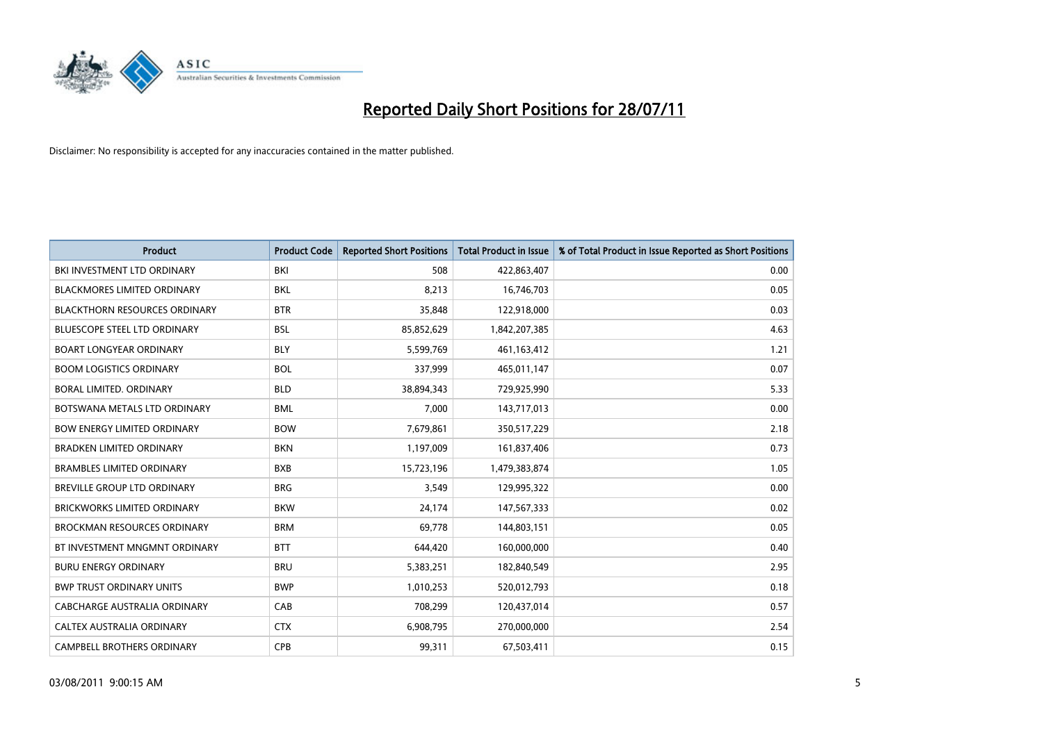# Reported Daily Short Positions for 28/07/11

Disclaimer: No responsibility is accepted for any inaccuracies contained in the matter published.

| Product | Product Code | Reported Short Positions | Total Product in Issue | % of Total Product in Issue Reported as Short Positions |
|---|---|---|---|---|
| BKI INVESTMENT LTD ORDINARY | BKI | 508 | 422,863,407 | 0.00 |
| BLACKMORES LIMITED ORDINARY | BKL | 8,213 | 16,746,703 | 0.05 |
| BLACKTHORN RESOURCES ORDINARY | BTR | 35,848 | 122,918,000 | 0.03 |
| BLUESCOPE STEEL LTD ORDINARY | BSL | 85,852,629 | 1,842,207,385 | 4.63 |
| BOART LONGYEAR ORDINARY | BLY | 5,599,769 | 461,163,412 | 1.21 |
| BOOM LOGISTICS ORDINARY | BOL | 337,999 | 465,011,147 | 0.07 |
| BORAL LIMITED. ORDINARY | BLD | 38,894,343 | 729,925,990 | 5.33 |
| BOTSWANA METALS LTD ORDINARY | BML | 7,000 | 143,717,013 | 0.00 |
| BOW ENERGY LIMITED ORDINARY | BOW | 7,679,861 | 350,517,229 | 2.18 |
| BRADKEN LIMITED ORDINARY | BKN | 1,197,009 | 161,837,406 | 0.73 |
| BRAMBLES LIMITED ORDINARY | BXB | 15,723,196 | 1,479,383,874 | 1.05 |
| BREVILLE GROUP LTD ORDINARY | BRG | 3,549 | 129,995,322 | 0.00 |
| BRICKWORKS LIMITED ORDINARY | BKW | 24,174 | 147,567,333 | 0.02 |
| BROCKMAN RESOURCES ORDINARY | BRM | 69,778 | 144,803,151 | 0.05 |
| BT INVESTMENT MNGMNT ORDINARY | BTT | 644,420 | 160,000,000 | 0.40 |
| BURU ENERGY ORDINARY | BRU | 5,383,251 | 182,840,549 | 2.95 |
| BWP TRUST ORDINARY UNITS | BWP | 1,010,253 | 520,012,793 | 0.18 |
| CABCHARGE AUSTRALIA ORDINARY | CAB | 708,299 | 120,437,014 | 0.57 |
| CALTEX AUSTRALIA ORDINARY | CTX | 6,908,795 | 270,000,000 | 2.54 |
| CAMPBELL BROTHERS ORDINARY | CPB | 99,311 | 67,503,411 | 0.15 |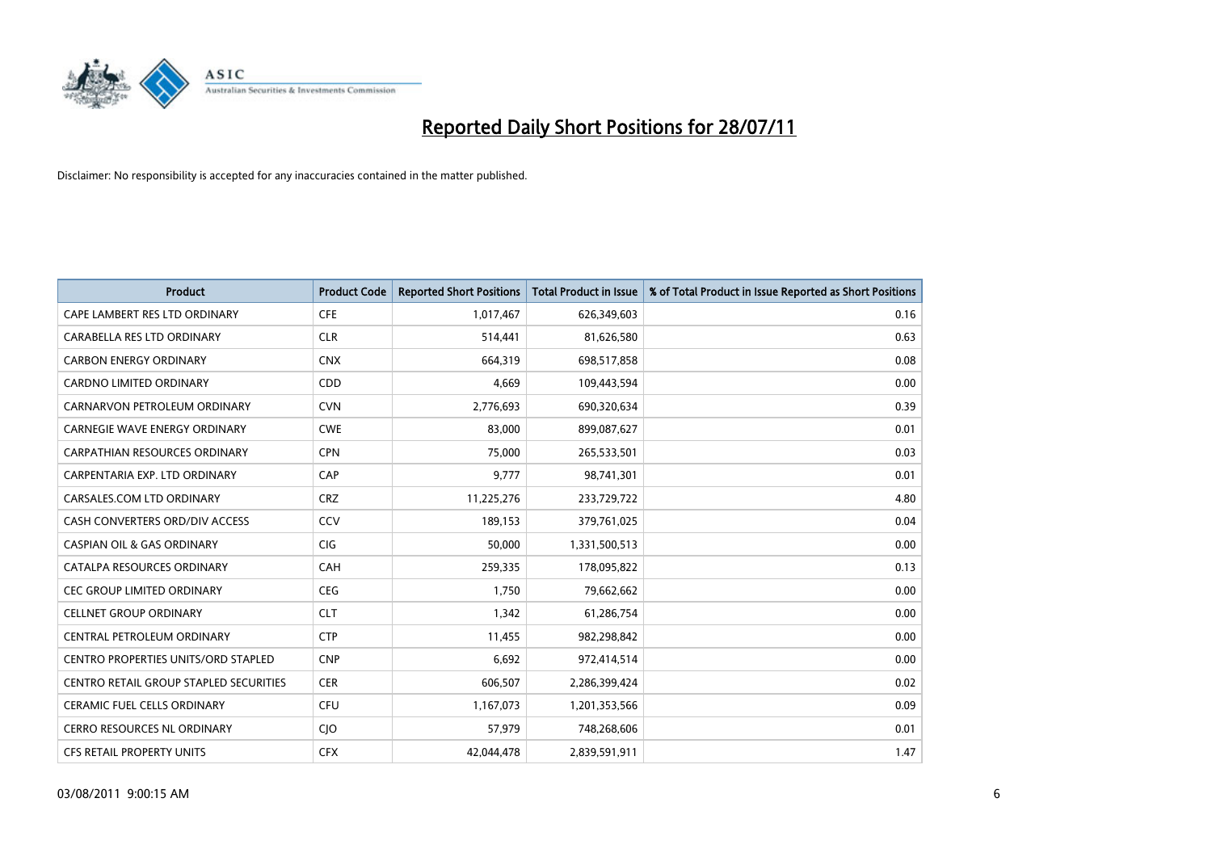# Reported Daily Short Positions for 28/07/11

Disclaimer: No responsibility is accepted for any inaccuracies contained in the matter published.

| Product | Product Code | Reported Short Positions | Total Product in Issue | % of Total Product in Issue Reported as Short Positions |
| --- | --- | --- | --- | --- |
| CAPE LAMBERT RES LTD ORDINARY | CFE | 1,017,467 | 626,349,603 | 0.16 |
| CARABELLA RES LTD ORDINARY | CLR | 514,441 | 81,626,580 | 0.63 |
| CARBON ENERGY ORDINARY | CNX | 664,319 | 698,517,858 | 0.08 |
| CARDNO LIMITED ORDINARY | CDD | 4,669 | 109,443,594 | 0.00 |
| CARNARVON PETROLEUM ORDINARY | CVN | 2,776,693 | 690,320,634 | 0.39 |
| CARNEGIE WAVE ENERGY ORDINARY | CWE | 83,000 | 899,087,627 | 0.01 |
| CARPATHIAN RESOURCES ORDINARY | CPN | 75,000 | 265,533,501 | 0.03 |
| CARPENTARIA EXP. LTD ORDINARY | CAP | 9,777 | 98,741,301 | 0.01 |
| CARSALES.COM LTD ORDINARY | CRZ | 11,225,276 | 233,729,722 | 4.80 |
| CASH CONVERTERS ORD/DIV ACCESS | CCV | 189,153 | 379,761,025 | 0.04 |
| CASPIAN OIL & GAS ORDINARY | CIG | 50,000 | 1,331,500,513 | 0.00 |
| CATALPA RESOURCES ORDINARY | CAH | 259,335 | 178,095,822 | 0.13 |
| CEC GROUP LIMITED ORDINARY | CEG | 1,750 | 79,662,662 | 0.00 |
| CELLNET GROUP ORDINARY | CLT | 1,342 | 61,286,754 | 0.00 |
| CENTRAL PETROLEUM ORDINARY | CTP | 11,455 | 982,298,842 | 0.00 |
| CENTRO PROPERTIES UNITS/ORD STAPLED | CNP | 6,692 | 972,414,514 | 0.00 |
| CENTRO RETAIL GROUP STAPLED SECURITIES | CER | 606,507 | 2,286,399,424 | 0.02 |
| CERAMIC FUEL CELLS ORDINARY | CFU | 1,167,073 | 1,201,353,566 | 0.09 |
| CERRO RESOURCES NL ORDINARY | CJO | 57,979 | 748,268,606 | 0.01 |
| CFS RETAIL PROPERTY UNITS | CFX | 42,044,478 | 2,839,591,911 | 1.47 |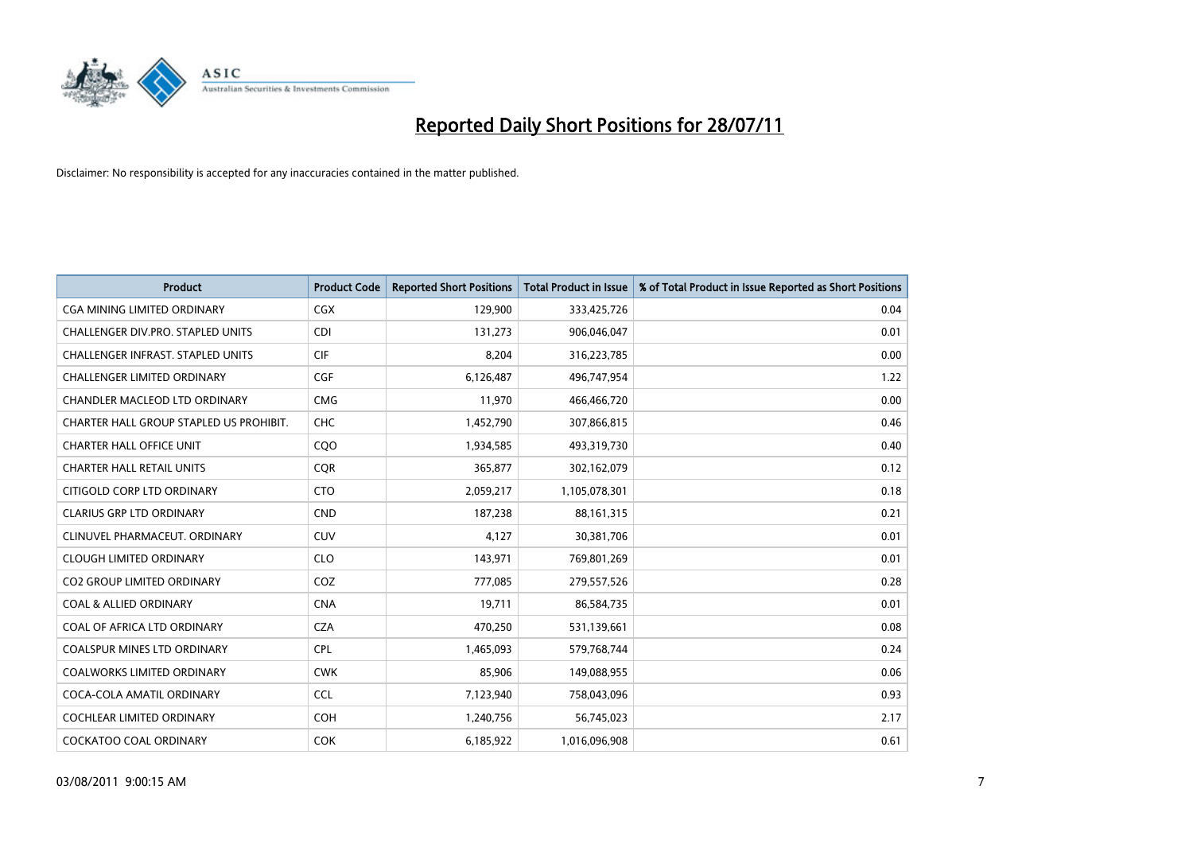# Reported Daily Short Positions for 28/07/11

Disclaimer: No responsibility is accepted for any inaccuracies contained in the matter published.

| Product | Product Code | Reported Short Positions | Total Product in Issue | % of Total Product in Issue Reported as Short Positions |
|---|---|---|---|---|
| CGA MINING LIMITED ORDINARY | CGX | 129,900 | 333,425,726 | 0.04 |
| CHALLENGER DIV.PRO. STAPLED UNITS | CDI | 131,273 | 906,046,047 | 0.01 |
| CHALLENGER INFRAST. STAPLED UNITS | CIF | 8,204 | 316,223,785 | 0.00 |
| CHALLENGER LIMITED ORDINARY | CGF | 6,126,487 | 496,747,954 | 1.22 |
| CHANDLER MACLEOD LTD ORDINARY | CMG | 11,970 | 466,466,720 | 0.00 |
| CHARTER HALL GROUP STAPLED US PROHIBIT. | CHC | 1,452,790 | 307,866,815 | 0.46 |
| CHARTER HALL OFFICE UNIT | CQO | 1,934,585 | 493,319,730 | 0.40 |
| CHARTER HALL RETAIL UNITS | CQR | 365,877 | 302,162,079 | 0.12 |
| CITIGOLD CORP LTD ORDINARY | CTO | 2,059,217 | 1,105,078,301 | 0.18 |
| CLARIUS GRP LTD ORDINARY | CND | 187,238 | 88,161,315 | 0.21 |
| CLINUVEL PHARMACEUT. ORDINARY | CUV | 4,127 | 30,381,706 | 0.01 |
| CLOUGH LIMITED ORDINARY | CLO | 143,971 | 769,801,269 | 0.01 |
| CO2 GROUP LIMITED ORDINARY | COZ | 777,085 | 279,557,526 | 0.28 |
| COAL & ALLIED ORDINARY | CNA | 19,711 | 86,584,735 | 0.01 |
| COAL OF AFRICA LTD ORDINARY | CZA | 470,250 | 531,139,661 | 0.08 |
| COALSPUR MINES LTD ORDINARY | CPL | 1,465,093 | 579,768,744 | 0.24 |
| COALWORKS LIMITED ORDINARY | CWK | 85,906 | 149,088,955 | 0.06 |
| COCA-COLA AMATIL ORDINARY | CCL | 7,123,940 | 758,043,096 | 0.93 |
| COCHLEAR LIMITED ORDINARY | COH | 1,240,756 | 56,745,023 | 2.17 |
| COCKATOO COAL ORDINARY | COK | 6,185,922 | 1,016,096,908 | 0.61 |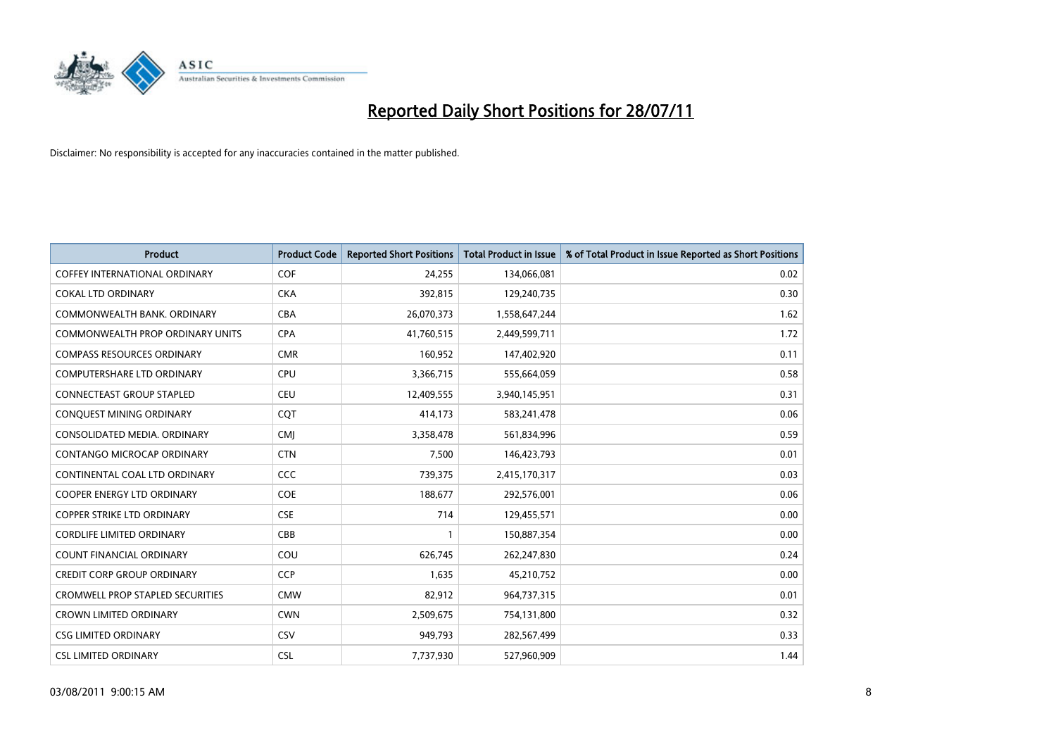# Reported Daily Short Positions for 28/07/11

Disclaimer: No responsibility is accepted for any inaccuracies contained in the matter published.

| Product | Product Code | Reported Short Positions | Total Product in Issue | % of Total Product in Issue Reported as Short Positions |
|---|---|---|---|---|
| COFFEY INTERNATIONAL ORDINARY | COF | 24,255 | 134,066,081 | 0.02 |
| COKAL LTD ORDINARY | CKA | 392,815 | 129,240,735 | 0.30 |
| COMMONWEALTH BANK. ORDINARY | CBA | 26,070,373 | 1,558,647,244 | 1.62 |
| COMMONWEALTH PROP ORDINARY UNITS | CPA | 41,760,515 | 2,449,599,711 | 1.72 |
| COMPASS RESOURCES ORDINARY | CMR | 160,952 | 147,402,920 | 0.11 |
| COMPUTERSHARE LTD ORDINARY | CPU | 3,366,715 | 555,664,059 | 0.58 |
| CONNECTEAST GROUP STAPLED | CEU | 12,409,555 | 3,940,145,951 | 0.31 |
| CONQUEST MINING ORDINARY | CQT | 414,173 | 583,241,478 | 0.06 |
| CONSOLIDATED MEDIA. ORDINARY | CMJ | 3,358,478 | 561,834,996 | 0.59 |
| CONTANGO MICROCAP ORDINARY | CTN | 7,500 | 146,423,793 | 0.01 |
| CONTINENTAL COAL LTD ORDINARY | CCC | 739,375 | 2,415,170,317 | 0.03 |
| COOPER ENERGY LTD ORDINARY | COE | 188,677 | 292,576,001 | 0.06 |
| COPPER STRIKE LTD ORDINARY | CSE | 714 | 129,455,571 | 0.00 |
| CORDLIFE LIMITED ORDINARY | CBB | 1 | 150,887,354 | 0.00 |
| COUNT FINANCIAL ORDINARY | COU | 626,745 | 262,247,830 | 0.24 |
| CREDIT CORP GROUP ORDINARY | CCP | 1,635 | 45,210,752 | 0.00 |
| CROMWELL PROP STAPLED SECURITIES | CMW | 82,912 | 964,737,315 | 0.01 |
| CROWN LIMITED ORDINARY | CWN | 2,509,675 | 754,131,800 | 0.32 |
| CSG LIMITED ORDINARY | CSV | 949,793 | 282,567,499 | 0.33 |
| CSL LIMITED ORDINARY | CSL | 7,737,930 | 527,960,909 | 1.44 |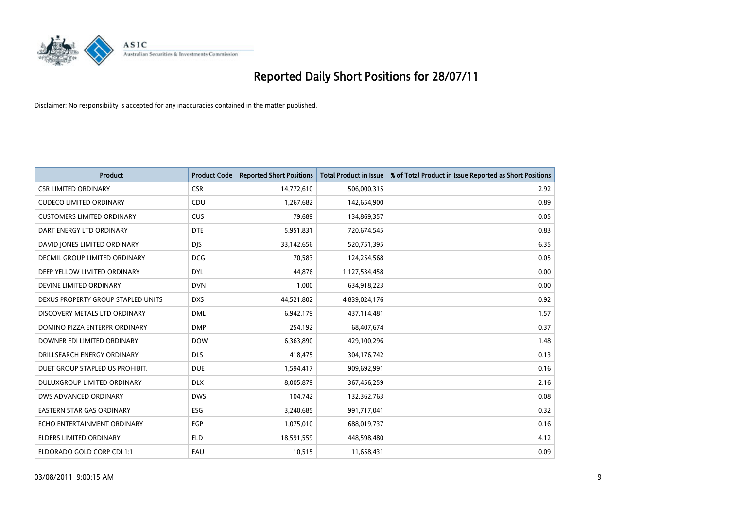# Reported Daily Short Positions for 28/07/11

Disclaimer: No responsibility is accepted for any inaccuracies contained in the matter published.

| Product | Product Code | Reported Short Positions | Total Product in Issue | % of Total Product in Issue Reported as Short Positions |
|---|---|---|---|---|
| CSR LIMITED ORDINARY | CSR | 14,772,610 | 506,000,315 | 2.92 |
| CUDECO LIMITED ORDINARY | CDU | 1,267,682 | 142,654,900 | 0.89 |
| CUSTOMERS LIMITED ORDINARY | CUS | 79,689 | 134,869,357 | 0.05 |
| DART ENERGY LTD ORDINARY | DTE | 5,951,831 | 720,674,545 | 0.83 |
| DAVID JONES LIMITED ORDINARY | DJS | 33,142,656 | 520,751,395 | 6.35 |
| DECMIL GROUP LIMITED ORDINARY | DCG | 70,583 | 124,254,568 | 0.05 |
| DEEP YELLOW LIMITED ORDINARY | DYL | 44,876 | 1,127,534,458 | 0.00 |
| DEVINE LIMITED ORDINARY | DVN | 1,000 | 634,918,223 | 0.00 |
| DEXUS PROPERTY GROUP STAPLED UNITS | DXS | 44,521,802 | 4,839,024,176 | 0.92 |
| DISCOVERY METALS LTD ORDINARY | DML | 6,942,179 | 437,114,481 | 1.57 |
| DOMINO PIZZA ENTERPR ORDINARY | DMP | 254,192 | 68,407,674 | 0.37 |
| DOWNER EDI LIMITED ORDINARY | DOW | 6,363,890 | 429,100,296 | 1.48 |
| DRILLSEARCH ENERGY ORDINARY | DLS | 418,475 | 304,176,742 | 0.13 |
| DUET GROUP STAPLED US PROHIBIT. | DUE | 1,594,417 | 909,692,991 | 0.16 |
| DULUXGROUP LIMITED ORDINARY | DLX | 8,005,879 | 367,456,259 | 2.16 |
| DWS ADVANCED ORDINARY | DWS | 104,742 | 132,362,763 | 0.08 |
| EASTERN STAR GAS ORDINARY | ESG | 3,240,685 | 991,717,041 | 0.32 |
| ECHO ENTERTAINMENT ORDINARY | EGP | 1,075,010 | 688,019,737 | 0.16 |
| ELDERS LIMITED ORDINARY | ELD | 18,591,559 | 448,598,480 | 4.12 |
| ELDORADO GOLD CORP CDI 1:1 | EAU | 10,515 | 11,658,431 | 0.09 |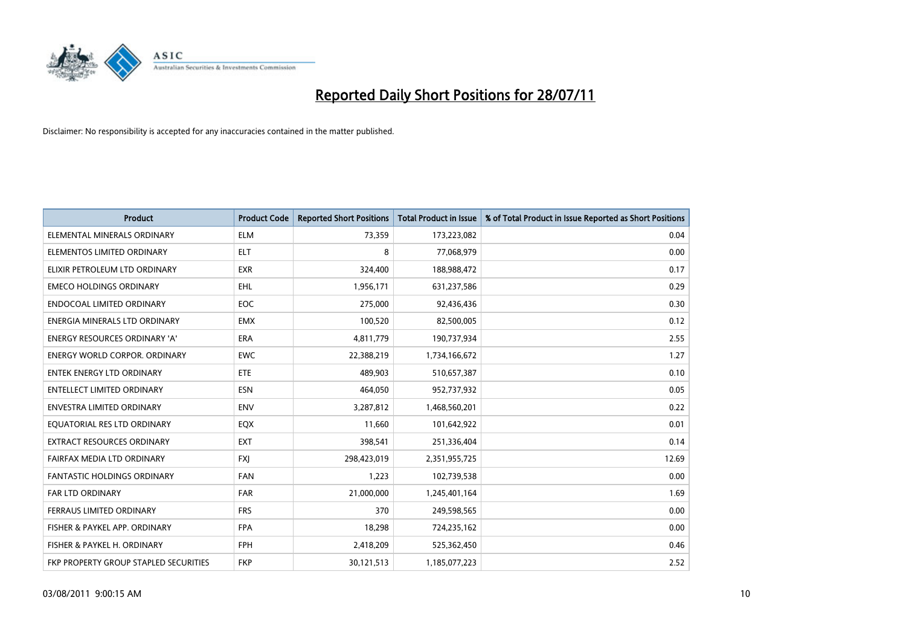# Reported Daily Short Positions for 28/07/11

Disclaimer: No responsibility is accepted for any inaccuracies contained in the matter published.

| Product | Product Code | Reported Short Positions | Total Product in Issue | % of Total Product in Issue Reported as Short Positions |
|---|---|---|---|---|
| ELEMENTAL MINERALS ORDINARY | ELM | 73,359 | 173,223,082 | 0.04 |
| ELEMENTOS LIMITED ORDINARY | ELT | 8 | 77,068,979 | 0.00 |
| ELIXIR PETROLEUM LTD ORDINARY | EXR | 324,400 | 188,988,472 | 0.17 |
| EMECO HOLDINGS ORDINARY | EHL | 1,956,171 | 631,237,586 | 0.29 |
| ENDOCOAL LIMITED ORDINARY | EOC | 275,000 | 92,436,436 | 0.30 |
| ENERGIA MINERALS LTD ORDINARY | EMX | 100,520 | 82,500,005 | 0.12 |
| ENERGY RESOURCES ORDINARY 'A' | ERA | 4,811,779 | 190,737,934 | 2.55 |
| ENERGY WORLD CORPOR. ORDINARY | EWC | 22,388,219 | 1,734,166,672 | 1.27 |
| ENTEK ENERGY LTD ORDINARY | ETE | 489,903 | 510,657,387 | 0.10 |
| ENTELLECT LIMITED ORDINARY | ESN | 464,050 | 952,737,932 | 0.05 |
| ENVESTRA LIMITED ORDINARY | ENV | 3,287,812 | 1,468,560,201 | 0.22 |
| EQUATORIAL RES LTD ORDINARY | EQX | 11,660 | 101,642,922 | 0.01 |
| EXTRACT RESOURCES ORDINARY | EXT | 398,541 | 251,336,404 | 0.14 |
| FAIRFAX MEDIA LTD ORDINARY | FXJ | 298,423,019 | 2,351,955,725 | 12.69 |
| FANTASTIC HOLDINGS ORDINARY | FAN | 1,223 | 102,739,538 | 0.00 |
| FAR LTD ORDINARY | FAR | 21,000,000 | 1,245,401,164 | 1.69 |
| FERRAUS LIMITED ORDINARY | FRS | 370 | 249,598,565 | 0.00 |
| FISHER & PAYKEL APP. ORDINARY | FPA | 18,298 | 724,235,162 | 0.00 |
| FISHER & PAYKEL H. ORDINARY | FPH | 2,418,209 | 525,362,450 | 0.46 |
| FKP PROPERTY GROUP STAPLED SECURITIES | FKP | 30,121,513 | 1,185,077,223 | 2.52 |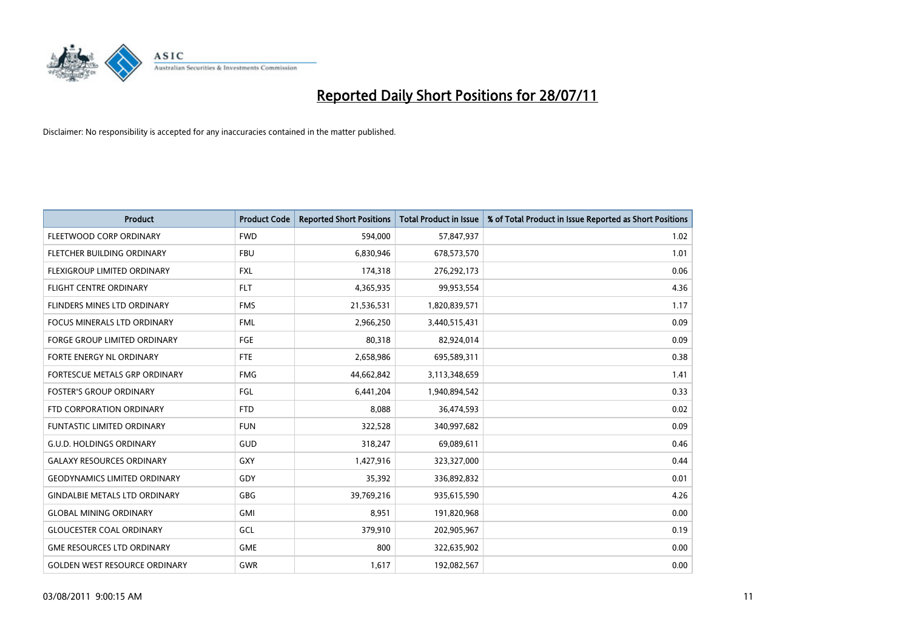# Reported Daily Short Positions for 28/07/11

Disclaimer: No responsibility is accepted for any inaccuracies contained in the matter published.

| Product | Product Code | Reported Short Positions | Total Product in Issue | % of Total Product in Issue Reported as Short Positions |
|---|---|---|---|---|
| FLEETWOOD CORP ORDINARY | FWD | 594,000 | 57,847,937 | 1.02 |
| FLETCHER BUILDING ORDINARY | FBU | 6,830,946 | 678,573,570 | 1.01 |
| FLEXIGROUP LIMITED ORDINARY | FXL | 174,318 | 276,292,173 | 0.06 |
| FLIGHT CENTRE ORDINARY | FLT | 4,365,935 | 99,953,554 | 4.36 |
| FLINDERS MINES LTD ORDINARY | FMS | 21,536,531 | 1,820,839,571 | 1.17 |
| FOCUS MINERALS LTD ORDINARY | FML | 2,966,250 | 3,440,515,431 | 0.09 |
| FORGE GROUP LIMITED ORDINARY | FGE | 80,318 | 82,924,014 | 0.09 |
| FORTE ENERGY NL ORDINARY | FTE | 2,658,986 | 695,589,311 | 0.38 |
| FORTESCUE METALS GRP ORDINARY | FMG | 44,662,842 | 3,113,348,659 | 1.41 |
| FOSTER'S GROUP ORDINARY | FGL | 6,441,204 | 1,940,894,542 | 0.33 |
| FTD CORPORATION ORDINARY | FTD | 8,088 | 36,474,593 | 0.02 |
| FUNTASTIC LIMITED ORDINARY | FUN | 322,528 | 340,997,682 | 0.09 |
| G.U.D. HOLDINGS ORDINARY | GUD | 318,247 | 69,089,611 | 0.46 |
| GALAXY RESOURCES ORDINARY | GXY | 1,427,916 | 323,327,000 | 0.44 |
| GEODYNAMICS LIMITED ORDINARY | GDY | 35,392 | 336,892,832 | 0.01 |
| GINDALBIE METALS LTD ORDINARY | GBG | 39,769,216 | 935,615,590 | 4.26 |
| GLOBAL MINING ORDINARY | GMI | 8,951 | 191,820,968 | 0.00 |
| GLOUCESTER COAL ORDINARY | GCL | 379,910 | 202,905,967 | 0.19 |
| GME RESOURCES LTD ORDINARY | GME | 800 | 322,635,902 | 0.00 |
| GOLDEN WEST RESOURCE ORDINARY | GWR | 1,617 | 192,082,567 | 0.00 |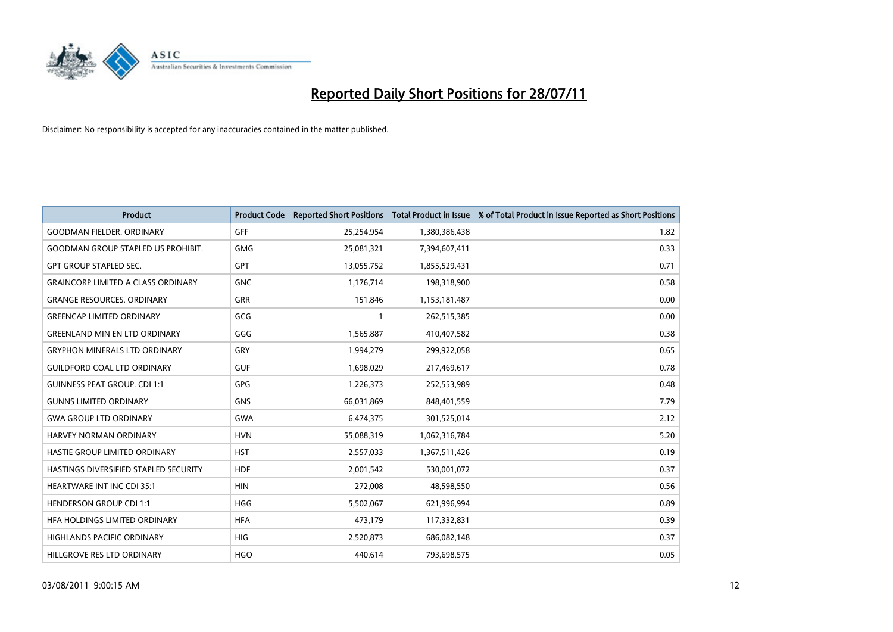# Reported Daily Short Positions for 28/07/11

Disclaimer: No responsibility is accepted for any inaccuracies contained in the matter published.

| Product | Product Code | Reported Short Positions | Total Product in Issue | % of Total Product in Issue Reported as Short Positions |
|---|---|---|---|---|
| GOODMAN FIELDER. ORDINARY | GFF | 25,254,954 | 1,380,386,438 | 1.82 |
| GOODMAN GROUP STAPLED US PROHIBIT. | GMG | 25,081,321 | 7,394,607,411 | 0.33 |
| GPT GROUP STAPLED SEC. | GPT | 13,055,752 | 1,855,529,431 | 0.71 |
| GRAINCORP LIMITED A CLASS ORDINARY | GNC | 1,176,714 | 198,318,900 | 0.58 |
| GRANGE RESOURCES. ORDINARY | GRR | 151,846 | 1,153,181,487 | 0.00 |
| GREENCAP LIMITED ORDINARY | GCG | 1 | 262,515,385 | 0.00 |
| GREENLAND MIN EN LTD ORDINARY | GGG | 1,565,887 | 410,407,582 | 0.38 |
| GRYPHON MINERALS LTD ORDINARY | GRY | 1,994,279 | 299,922,058 | 0.65 |
| GUILDFORD COAL LTD ORDINARY | GUF | 1,698,029 | 217,469,617 | 0.78 |
| GUINNESS PEAT GROUP. CDI 1:1 | GPG | 1,226,373 | 252,553,989 | 0.48 |
| GUNNS LIMITED ORDINARY | GNS | 66,031,869 | 848,401,559 | 7.79 |
| GWA GROUP LTD ORDINARY | GWA | 6,474,375 | 301,525,014 | 2.12 |
| HARVEY NORMAN ORDINARY | HVN | 55,088,319 | 1,062,316,784 | 5.20 |
| HASTIE GROUP LIMITED ORDINARY | HST | 2,557,033 | 1,367,511,426 | 0.19 |
| HASTINGS DIVERSIFIED STAPLED SECURITY | HDF | 2,001,542 | 530,001,072 | 0.37 |
| HEARTWARE INT INC CDI 35:1 | HIN | 272,008 | 48,598,550 | 0.56 |
| HENDERSON GROUP CDI 1:1 | HGG | 5,502,067 | 621,996,994 | 0.89 |
| HFA HOLDINGS LIMITED ORDINARY | HFA | 473,179 | 117,332,831 | 0.39 |
| HIGHLANDS PACIFIC ORDINARY | HIG | 2,520,873 | 686,082,148 | 0.37 |
| HILLGROVE RES LTD ORDINARY | HGO | 440,614 | 793,698,575 | 0.05 |

03/08/2011 9:00:15 AM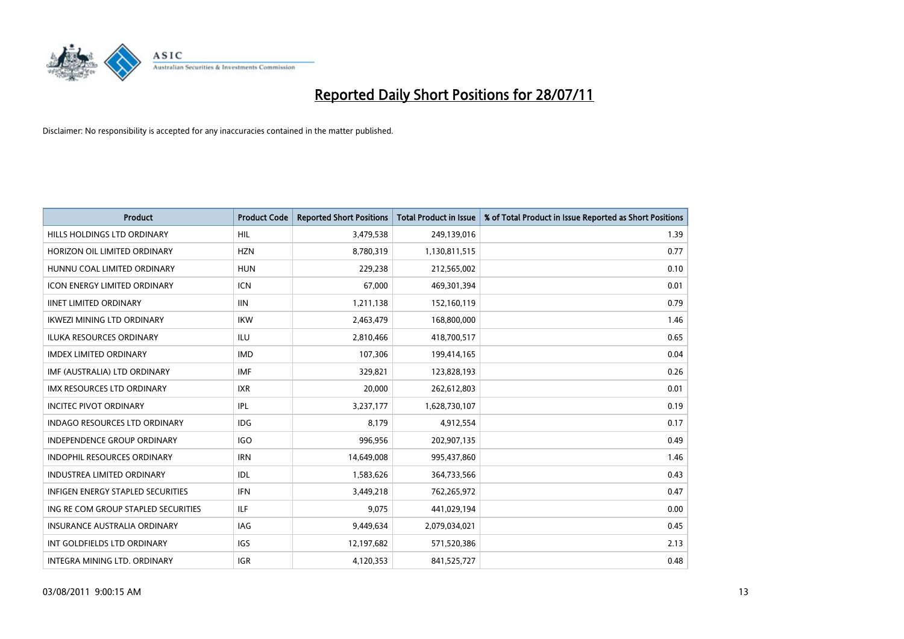# Reported Daily Short Positions for 28/07/11

Disclaimer: No responsibility is accepted for any inaccuracies contained in the matter published.

| Product | Product Code | Reported Short Positions | Total Product in Issue | % of Total Product in Issue Reported as Short Positions |
|---|---|---|---|---|
| HILLS HOLDINGS LTD ORDINARY | HIL | 3,479,538 | 249,139,016 | 1.39 |
| HORIZON OIL LIMITED ORDINARY | HZN | 8,780,319 | 1,130,811,515 | 0.77 |
| HUNNU COAL LIMITED ORDINARY | HUN | 229,238 | 212,565,002 | 0.10 |
| ICON ENERGY LIMITED ORDINARY | ICN | 67,000 | 469,301,394 | 0.01 |
| IINET LIMITED ORDINARY | IIN | 1,211,138 | 152,160,119 | 0.79 |
| IKWEZI MINING LTD ORDINARY | IKW | 2,463,479 | 168,800,000 | 1.46 |
| ILUKA RESOURCES ORDINARY | ILU | 2,810,466 | 418,700,517 | 0.65 |
| IMDEX LIMITED ORDINARY | IMD | 107,306 | 199,414,165 | 0.04 |
| IMF (AUSTRALIA) LTD ORDINARY | IMF | 329,821 | 123,828,193 | 0.26 |
| IMX RESOURCES LTD ORDINARY | IXR | 20,000 | 262,612,803 | 0.01 |
| INCITEC PIVOT ORDINARY | IPL | 3,237,177 | 1,628,730,107 | 0.19 |
| INDAGO RESOURCES LTD ORDINARY | IDG | 8,179 | 4,912,554 | 0.17 |
| INDEPENDENCE GROUP ORDINARY | IGO | 996,956 | 202,907,135 | 0.49 |
| INDOPHIL RESOURCES ORDINARY | IRN | 14,649,008 | 995,437,860 | 1.46 |
| INDUSTREA LIMITED ORDINARY | IDL | 1,583,626 | 364,733,566 | 0.43 |
| INFIGEN ENERGY STAPLED SECURITIES | IFN | 3,449,218 | 762,265,972 | 0.47 |
| ING RE COM GROUP STAPLED SECURITIES | ILF | 9,075 | 441,029,194 | 0.00 |
| INSURANCE AUSTRALIA ORDINARY | IAG | 9,449,634 | 2,079,034,021 | 0.45 |
| INT GOLDFIELDS LTD ORDINARY | IGS | 12,197,682 | 571,520,386 | 2.13 |
| INTEGRA MINING LTD. ORDINARY | IGR | 4,120,353 | 841,525,727 | 0.48 |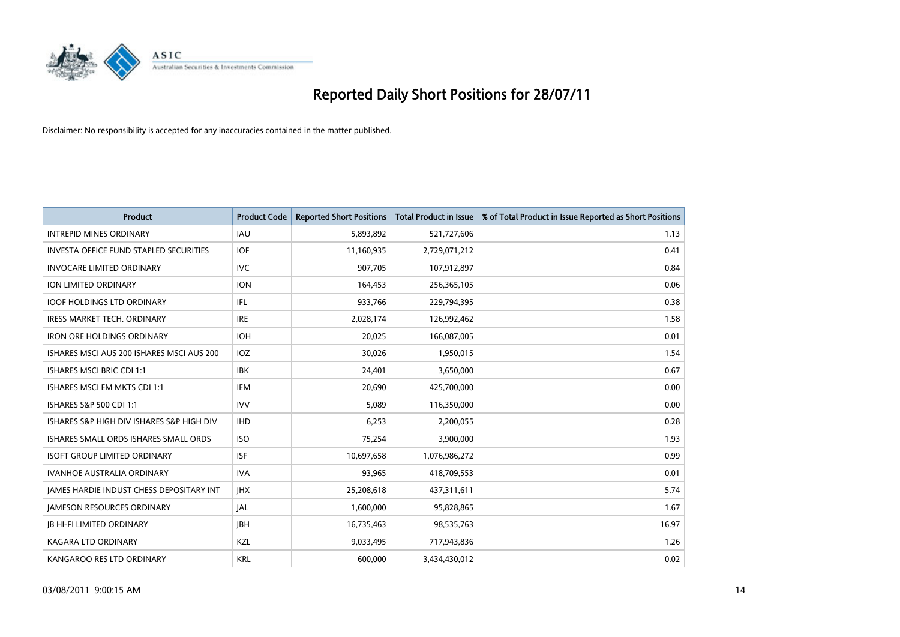# Reported Daily Short Positions for 28/07/11

Disclaimer: No responsibility is accepted for any inaccuracies contained in the matter published.

| Product | Product Code | Reported Short Positions | Total Product in Issue | % of Total Product in Issue Reported as Short Positions |
| --- | --- | --- | --- | --- |
| INTREPID MINES ORDINARY | IAU | 5,893,892 | 521,727,606 | 1.13 |
| INVESTA OFFICE FUND STAPLED SECURITIES | IOF | 11,160,935 | 2,729,071,212 | 0.41 |
| INVOCARE LIMITED ORDINARY | IVC | 907,705 | 107,912,897 | 0.84 |
| ION LIMITED ORDINARY | ION | 164,453 | 256,365,105 | 0.06 |
| IOOF HOLDINGS LTD ORDINARY | IFL | 933,766 | 229,794,395 | 0.38 |
| IRESS MARKET TECH. ORDINARY | IRE | 2,028,174 | 126,992,462 | 1.58 |
| IRON ORE HOLDINGS ORDINARY | IOH | 20,025 | 166,087,005 | 0.01 |
| ISHARES MSCI AUS 200 ISHARES MSCI AUS 200 | IOZ | 30,026 | 1,950,015 | 1.54 |
| ISHARES MSCI BRIC CDI 1:1 | IBK | 24,401 | 3,650,000 | 0.67 |
| ISHARES MSCI EM MKTS CDI 1:1 | IEM | 20,690 | 425,700,000 | 0.00 |
| ISHARES S&P 500 CDI 1:1 | IVV | 5,089 | 116,350,000 | 0.00 |
| ISHARES S&P HIGH DIV ISHARES S&P HIGH DIV | IHD | 6,253 | 2,200,055 | 0.28 |
| ISHARES SMALL ORDS ISHARES SMALL ORDS | ISO | 75,254 | 3,900,000 | 1.93 |
| ISOFT GROUP LIMITED ORDINARY | ISF | 10,697,658 | 1,076,986,272 | 0.99 |
| IVANHOE AUSTRALIA ORDINARY | IVA | 93,965 | 418,709,553 | 0.01 |
| JAMES HARDIE INDUST CHESS DEPOSITARY INT | JHX | 25,208,618 | 437,311,611 | 5.74 |
| JAMESON RESOURCES ORDINARY | JAL | 1,600,000 | 95,828,865 | 1.67 |
| JB HI-FI LIMITED ORDINARY | JBH | 16,735,463 | 98,535,763 | 16.97 |
| KAGARA LTD ORDINARY | KZL | 9,033,495 | 717,943,836 | 1.26 |
| KANGAROO RES LTD ORDINARY | KRL | 600,000 | 3,434,430,012 | 0.02 |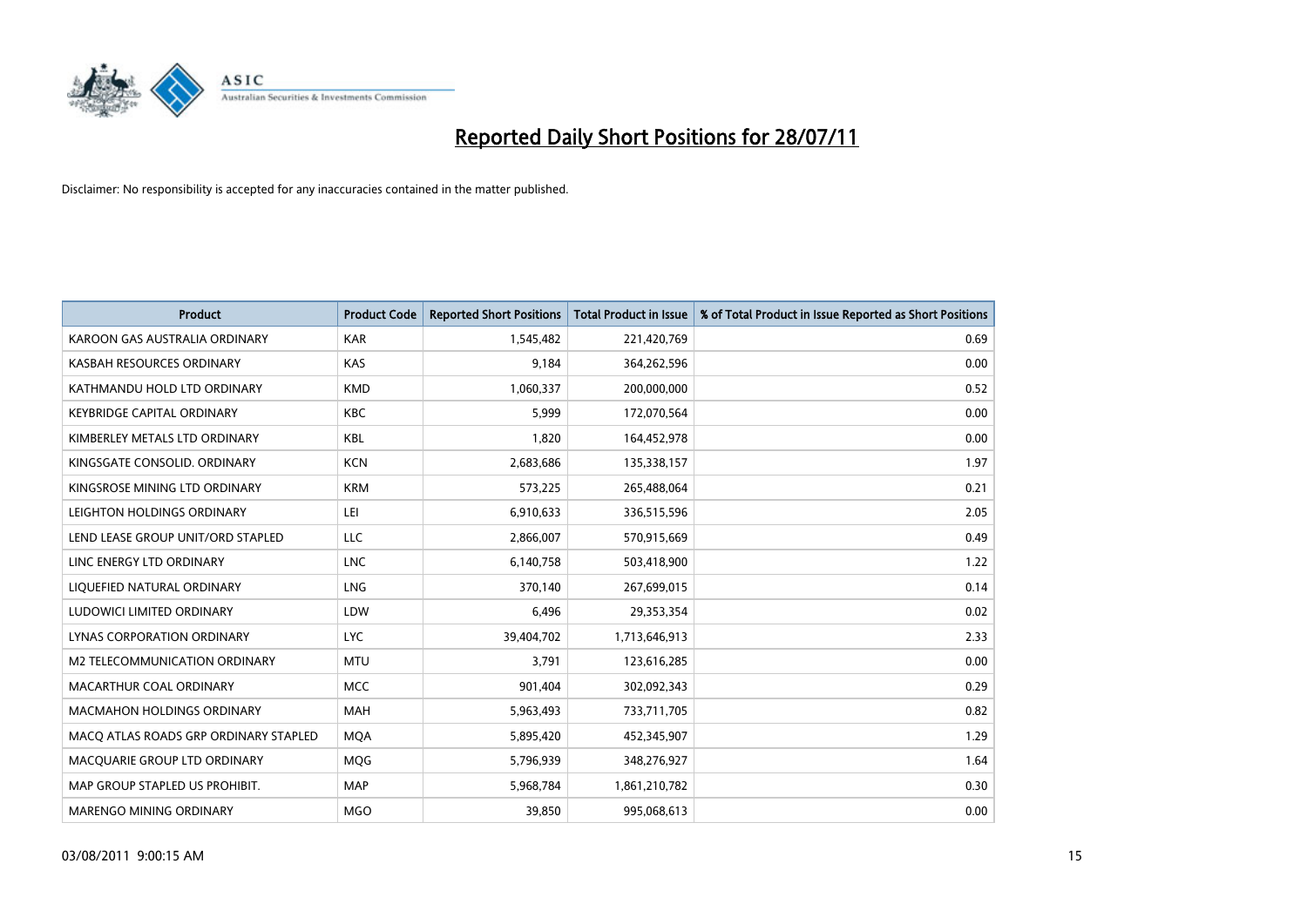# Reported Daily Short Positions for 28/07/11

Disclaimer: No responsibility is accepted for any inaccuracies contained in the matter published.

| Product | Product Code | Reported Short Positions | Total Product in Issue | % of Total Product in Issue Reported as Short Positions |
|---|---|---|---|---|
| KAROON GAS AUSTRALIA ORDINARY | KAR | 1,545,482 | 221,420,769 | 0.69 |
| KASBAH RESOURCES ORDINARY | KAS | 9,184 | 364,262,596 | 0.00 |
| KATHMANDU HOLD LTD ORDINARY | KMD | 1,060,337 | 200,000,000 | 0.52 |
| KEYBRIDGE CAPITAL ORDINARY | KBC | 5,999 | 172,070,564 | 0.00 |
| KIMBERLEY METALS LTD ORDINARY | KBL | 1,820 | 164,452,978 | 0.00 |
| KINGSGATE CONSOLID. ORDINARY | KCN | 2,683,686 | 135,338,157 | 1.97 |
| KINGSROSE MINING LTD ORDINARY | KRM | 573,225 | 265,488,064 | 0.21 |
| LEIGHTON HOLDINGS ORDINARY | LEI | 6,910,633 | 336,515,596 | 2.05 |
| LEND LEASE GROUP UNIT/ORD STAPLED | LLC | 2,866,007 | 570,915,669 | 0.49 |
| LINC ENERGY LTD ORDINARY | LNC | 6,140,758 | 503,418,900 | 1.22 |
| LIQUEFIED NATURAL ORDINARY | LNG | 370,140 | 267,699,015 | 0.14 |
| LUDOWICI LIMITED ORDINARY | LDW | 6,496 | 29,353,354 | 0.02 |
| LYNAS CORPORATION ORDINARY | LYC | 39,404,702 | 1,713,646,913 | 2.33 |
| M2 TELECOMMUNICATION ORDINARY | MTU | 3,791 | 123,616,285 | 0.00 |
| MACARTHUR COAL ORDINARY | MCC | 901,404 | 302,092,343 | 0.29 |
| MACMAHON HOLDINGS ORDINARY | MAH | 5,963,493 | 733,711,705 | 0.82 |
| MACQ ATLAS ROADS GRP ORDINARY STAPLED | MQA | 5,895,420 | 452,345,907 | 1.29 |
| MACQUARIE GROUP LTD ORDINARY | MQG | 5,796,939 | 348,276,927 | 1.64 |
| MAP GROUP STAPLED US PROHIBIT. | MAP | 5,968,784 | 1,861,210,782 | 0.30 |
| MARENGO MINING ORDINARY | MGO | 39,850 | 995,068,613 | 0.00 |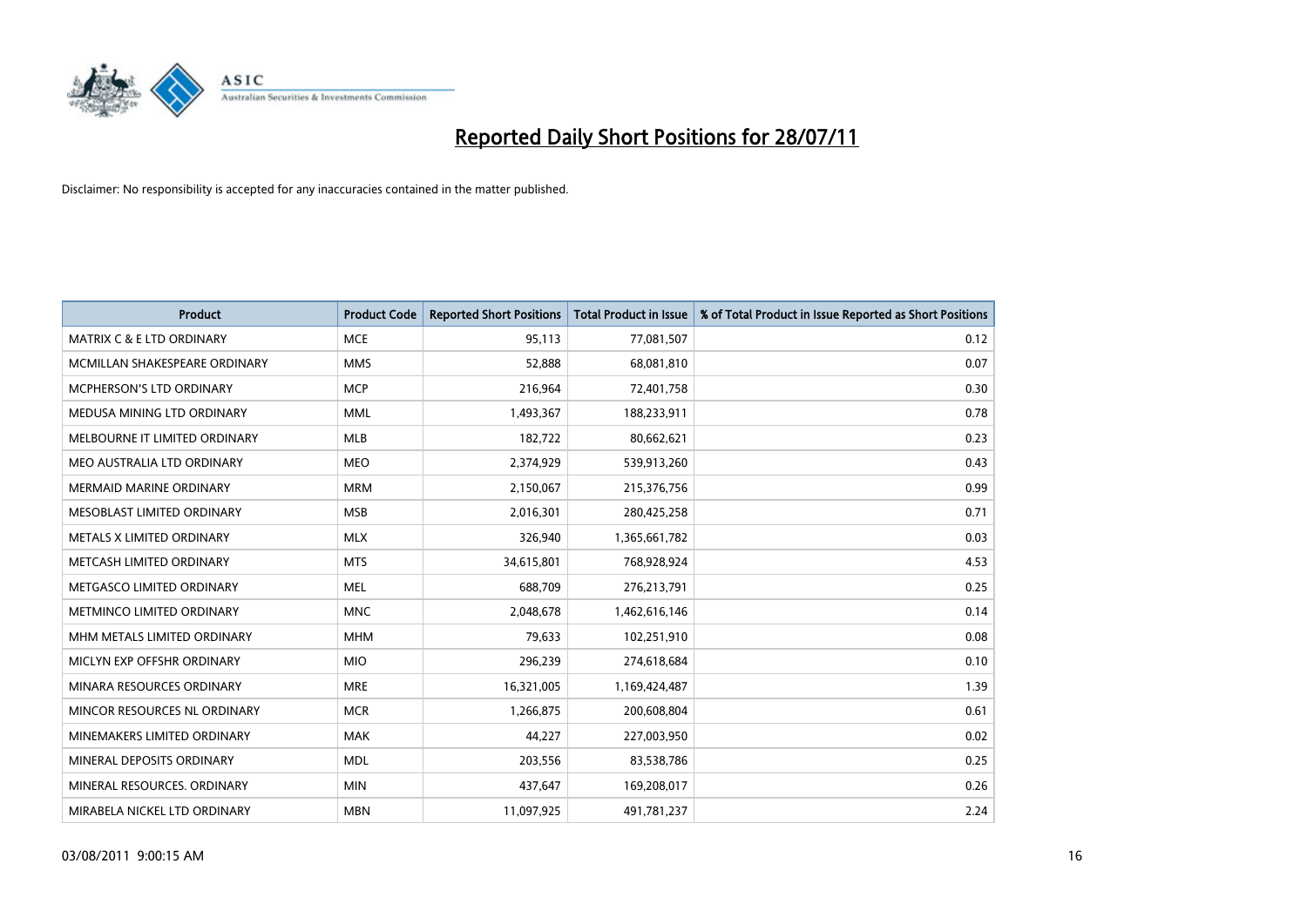# Reported Daily Short Positions for 28/07/11

Disclaimer: No responsibility is accepted for any inaccuracies contained in the matter published.

| Product | Product Code | Reported Short Positions | Total Product in Issue | % of Total Product in Issue Reported as Short Positions |
|---|---|---|---|---|
| MATRIX C & E LTD ORDINARY | MCE | 95,113 | 77,081,507 | 0.12 |
| MCMILLAN SHAKESPEARE ORDINARY | MMS | 52,888 | 68,081,810 | 0.07 |
| MCPHERSON'S LTD ORDINARY | MCP | 216,964 | 72,401,758 | 0.30 |
| MEDUSA MINING LTD ORDINARY | MML | 1,493,367 | 188,233,911 | 0.78 |
| MELBOURNE IT LIMITED ORDINARY | MLB | 182,722 | 80,662,621 | 0.23 |
| MEO AUSTRALIA LTD ORDINARY | MEO | 2,374,929 | 539,913,260 | 0.43 |
| MERMAID MARINE ORDINARY | MRM | 2,150,067 | 215,376,756 | 0.99 |
| MESOBLAST LIMITED ORDINARY | MSB | 2,016,301 | 280,425,258 | 0.71 |
| METALS X LIMITED ORDINARY | MLX | 326,940 | 1,365,661,782 | 0.03 |
| METCASH LIMITED ORDINARY | MTS | 34,615,801 | 768,928,924 | 4.53 |
| METGASCO LIMITED ORDINARY | MEL | 688,709 | 276,213,791 | 0.25 |
| METMINCO LIMITED ORDINARY | MNC | 2,048,678 | 1,462,616,146 | 0.14 |
| MHM METALS LIMITED ORDINARY | MHM | 79,633 | 102,251,910 | 0.08 |
| MICLYN EXP OFFSHR ORDINARY | MIO | 296,239 | 274,618,684 | 0.10 |
| MINARA RESOURCES ORDINARY | MRE | 16,321,005 | 1,169,424,487 | 1.39 |
| MINCOR RESOURCES NL ORDINARY | MCR | 1,266,875 | 200,608,804 | 0.61 |
| MINEMAKERS LIMITED ORDINARY | MAK | 44,227 | 227,003,950 | 0.02 |
| MINERAL DEPOSITS ORDINARY | MDL | 203,556 | 83,538,786 | 0.25 |
| MINERAL RESOURCES. ORDINARY | MIN | 437,647 | 169,208,017 | 0.26 |
| MIRABELA NICKEL LTD ORDINARY | MBN | 11,097,925 | 491,781,237 | 2.24 |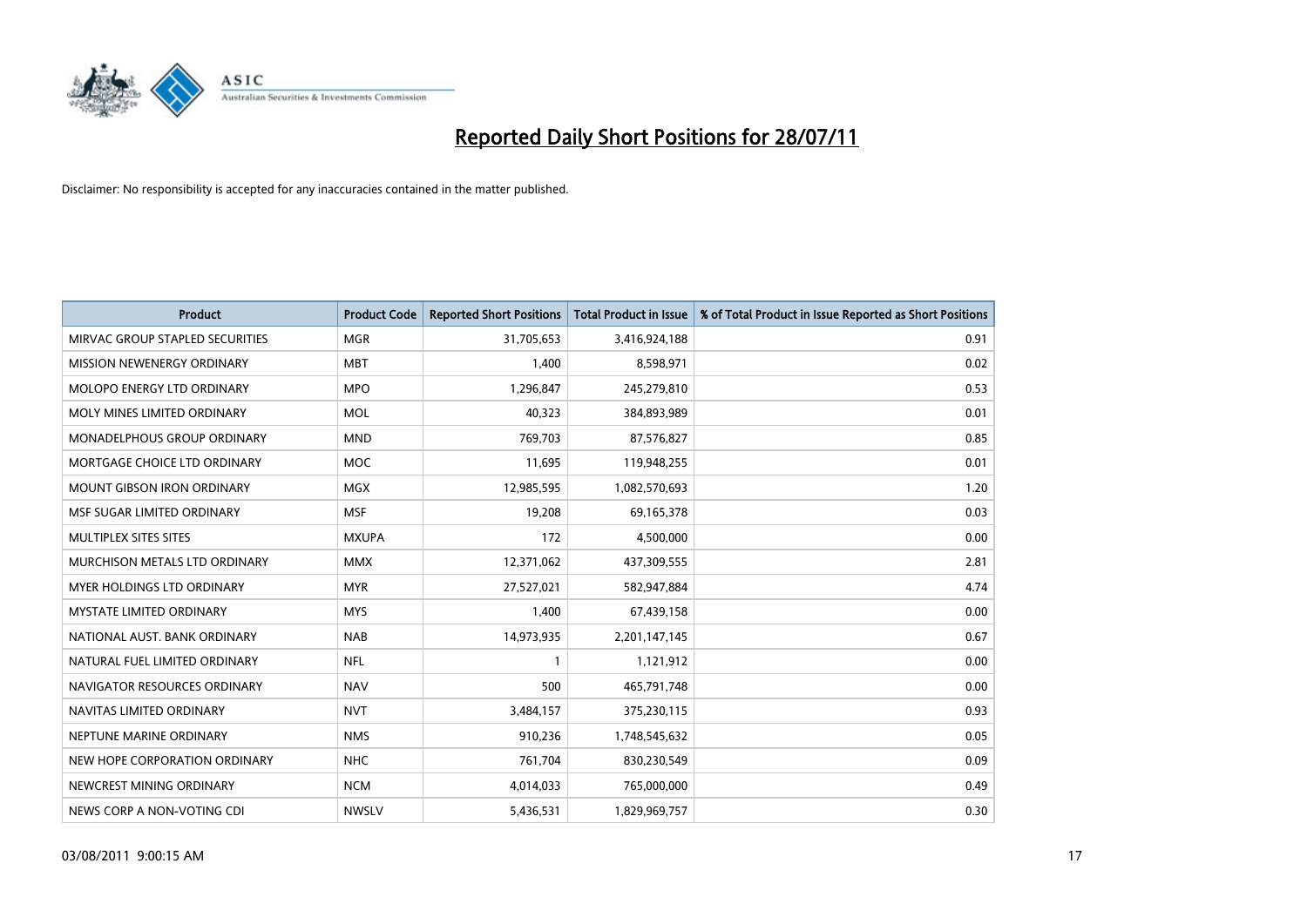# Reported Daily Short Positions for 28/07/11

Disclaimer: No responsibility is accepted for any inaccuracies contained in the matter published.

| Product | Product Code | Reported Short Positions | Total Product in Issue | % of Total Product in Issue Reported as Short Positions |
|---|---|---|---|---|
| MIRVAC GROUP STAPLED SECURITIES | MGR | 31,705,653 | 3,416,924,188 | 0.91 |
| MISSION NEWENERGY ORDINARY | MBT | 1,400 | 8,598,971 | 0.02 |
| MOLOPO ENERGY LTD ORDINARY | MPO | 1,296,847 | 245,279,810 | 0.53 |
| MOLY MINES LIMITED ORDINARY | MOL | 40,323 | 384,893,989 | 0.01 |
| MONADELPHOUS GROUP ORDINARY | MND | 769,703 | 87,576,827 | 0.85 |
| MORTGAGE CHOICE LTD ORDINARY | MOC | 11,695 | 119,948,255 | 0.01 |
| MOUNT GIBSON IRON ORDINARY | MGX | 12,985,595 | 1,082,570,693 | 1.20 |
| MSF SUGAR LIMITED ORDINARY | MSF | 19,208 | 69,165,378 | 0.03 |
| MULTIPLEX SITES SITES | MXUPA | 172 | 4,500,000 | 0.00 |
| MURCHISON METALS LTD ORDINARY | MMX | 12,371,062 | 437,309,555 | 2.81 |
| MYER HOLDINGS LTD ORDINARY | MYR | 27,527,021 | 582,947,884 | 4.74 |
| MYSTATE LIMITED ORDINARY | MYS | 1,400 | 67,439,158 | 0.00 |
| NATIONAL AUST. BANK ORDINARY | NAB | 14,973,935 | 2,201,147,145 | 0.67 |
| NATURAL FUEL LIMITED ORDINARY | NFL | 1 | 1,121,912 | 0.00 |
| NAVIGATOR RESOURCES ORDINARY | NAV | 500 | 465,791,748 | 0.00 |
| NAVITAS LIMITED ORDINARY | NVT | 3,484,157 | 375,230,115 | 0.93 |
| NEPTUNE MARINE ORDINARY | NMS | 910,236 | 1,748,545,632 | 0.05 |
| NEW HOPE CORPORATION ORDINARY | NHC | 761,704 | 830,230,549 | 0.09 |
| NEWCREST MINING ORDINARY | NCM | 4,014,033 | 765,000,000 | 0.49 |
| NEWS CORP A NON-VOTING CDI | NWSLV | 5,436,531 | 1,829,969,757 | 0.30 |

03/08/2011 9:00:15 AM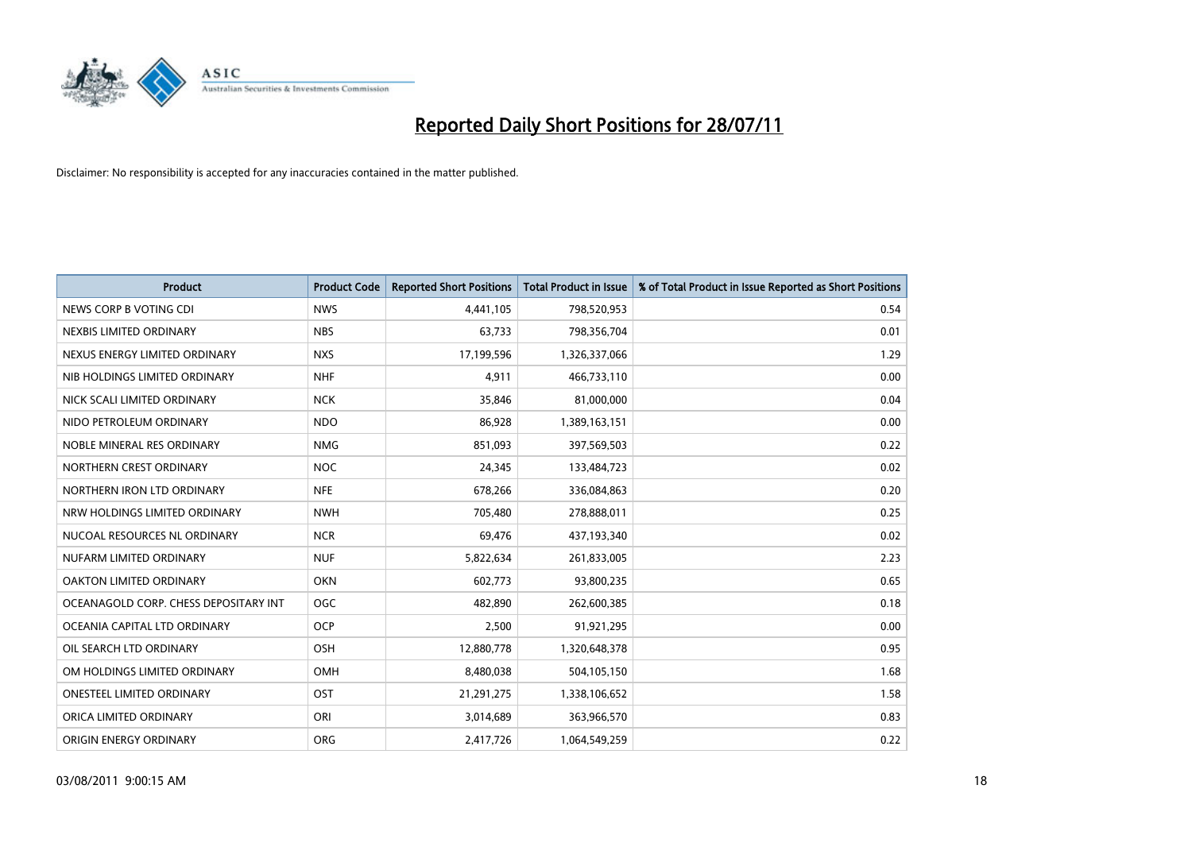# Reported Daily Short Positions for 28/07/11

Disclaimer: No responsibility is accepted for any inaccuracies contained in the matter published.

| Product | Product Code | Reported Short Positions | Total Product in Issue | % of Total Product in Issue Reported as Short Positions |
|---|---|---|---|---|
| NEWS CORP B VOTING CDI | NWS | 4,441,105 | 798,520,953 | 0.54 |
| NEXBIS LIMITED ORDINARY | NBS | 63,733 | 798,356,704 | 0.01 |
| NEXUS ENERGY LIMITED ORDINARY | NXS | 17,199,596 | 1,326,337,066 | 1.29 |
| NIB HOLDINGS LIMITED ORDINARY | NHF | 4,911 | 466,733,110 | 0.00 |
| NICK SCALI LIMITED ORDINARY | NCK | 35,846 | 81,000,000 | 0.04 |
| NIDO PETROLEUM ORDINARY | NDO | 86,928 | 1,389,163,151 | 0.00 |
| NOBLE MINERAL RES ORDINARY | NMG | 851,093 | 397,569,503 | 0.22 |
| NORTHERN CREST ORDINARY | NOC | 24,345 | 133,484,723 | 0.02 |
| NORTHERN IRON LTD ORDINARY | NFE | 678,266 | 336,084,863 | 0.20 |
| NRW HOLDINGS LIMITED ORDINARY | NWH | 705,480 | 278,888,011 | 0.25 |
| NUCOAL RESOURCES NL ORDINARY | NCR | 69,476 | 437,193,340 | 0.02 |
| NUFARM LIMITED ORDINARY | NUF | 5,822,634 | 261,833,005 | 2.23 |
| OAKTON LIMITED ORDINARY | OKN | 602,773 | 93,800,235 | 0.65 |
| OCEANAGOLD CORP. CHESS DEPOSITARY INT | OGC | 482,890 | 262,600,385 | 0.18 |
| OCEANIA CAPITAL LTD ORDINARY | OCP | 2,500 | 91,921,295 | 0.00 |
| OIL SEARCH LTD ORDINARY | OSH | 12,880,778 | 1,320,648,378 | 0.95 |
| OM HOLDINGS LIMITED ORDINARY | OMH | 8,480,038 | 504,105,150 | 1.68 |
| ONESTEEL LIMITED ORDINARY | OST | 21,291,275 | 1,338,106,652 | 1.58 |
| ORICA LIMITED ORDINARY | ORI | 3,014,689 | 363,966,570 | 0.83 |
| ORIGIN ENERGY ORDINARY | ORG | 2,417,726 | 1,064,549,259 | 0.22 |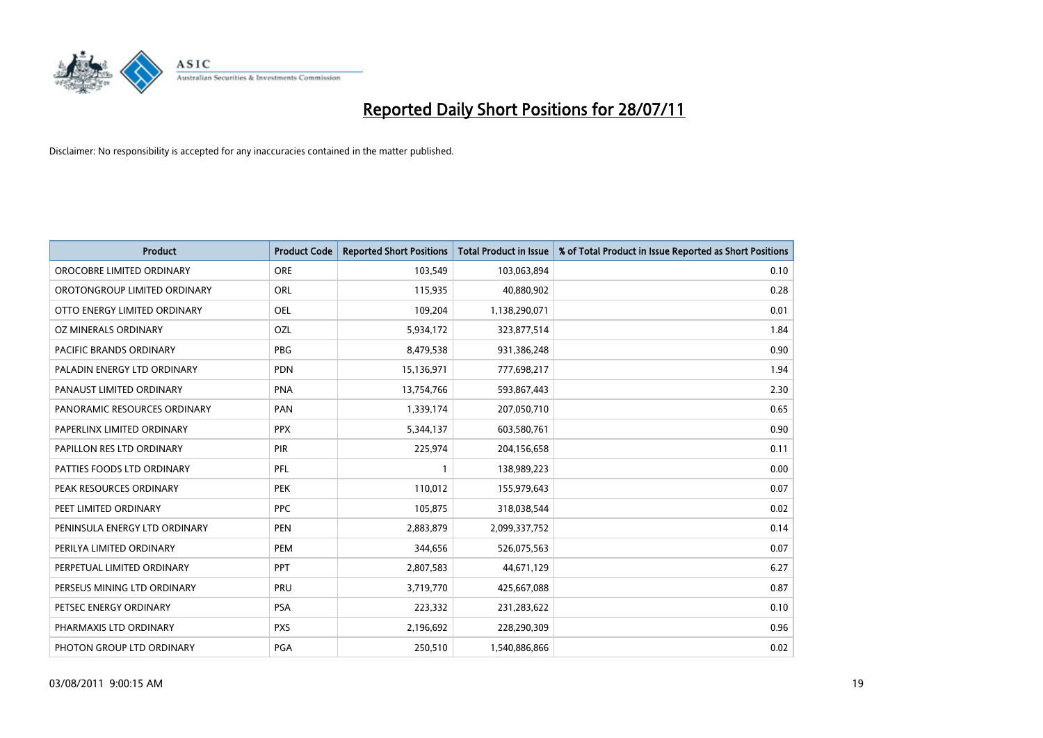# Reported Daily Short Positions for 28/07/11

Disclaimer: No responsibility is accepted for any inaccuracies contained in the matter published.

| Product | Product Code | Reported Short Positions | Total Product in Issue | % of Total Product in Issue Reported as Short Positions |
|---|---|---|---|---|
| OROCOBRE LIMITED ORDINARY | ORE | 103,549 | 103,063,894 | 0.10 |
| OROTONGROUP LIMITED ORDINARY | ORL | 115,935 | 40,880,902 | 0.28 |
| OTTO ENERGY LIMITED ORDINARY | OEL | 109,204 | 1,138,290,071 | 0.01 |
| OZ MINERALS ORDINARY | OZL | 5,934,172 | 323,877,514 | 1.84 |
| PACIFIC BRANDS ORDINARY | PBG | 8,479,538 | 931,386,248 | 0.90 |
| PALADIN ENERGY LTD ORDINARY | PDN | 15,136,971 | 777,698,217 | 1.94 |
| PANAUST LIMITED ORDINARY | PNA | 13,754,766 | 593,867,443 | 2.30 |
| PANORAMIC RESOURCES ORDINARY | PAN | 1,339,174 | 207,050,710 | 0.65 |
| PAPERLINX LIMITED ORDINARY | PPX | 5,344,137 | 603,580,761 | 0.90 |
| PAPILLON RES LTD ORDINARY | PIR | 225,974 | 204,156,658 | 0.11 |
| PATTIES FOODS LTD ORDINARY | PFL | 1 | 138,989,223 | 0.00 |
| PEAK RESOURCES ORDINARY | PEK | 110,012 | 155,979,643 | 0.07 |
| PEET LIMITED ORDINARY | PPC | 105,875 | 318,038,544 | 0.02 |
| PENINSULA ENERGY LTD ORDINARY | PEN | 2,883,879 | 2,099,337,752 | 0.14 |
| PERILYA LIMITED ORDINARY | PEM | 344,656 | 526,075,563 | 0.07 |
| PERPETUAL LIMITED ORDINARY | PPT | 2,807,583 | 44,671,129 | 6.27 |
| PERSEUS MINING LTD ORDINARY | PRU | 3,719,770 | 425,667,088 | 0.87 |
| PETSEC ENERGY ORDINARY | PSA | 223,332 | 231,283,622 | 0.10 |
| PHARMAXIS LTD ORDINARY | PXS | 2,196,692 | 228,290,309 | 0.96 |
| PHOTON GROUP LTD ORDINARY | PGA | 250,510 | 1,540,886,866 | 0.02 |

03/08/2011 9:00:15 AM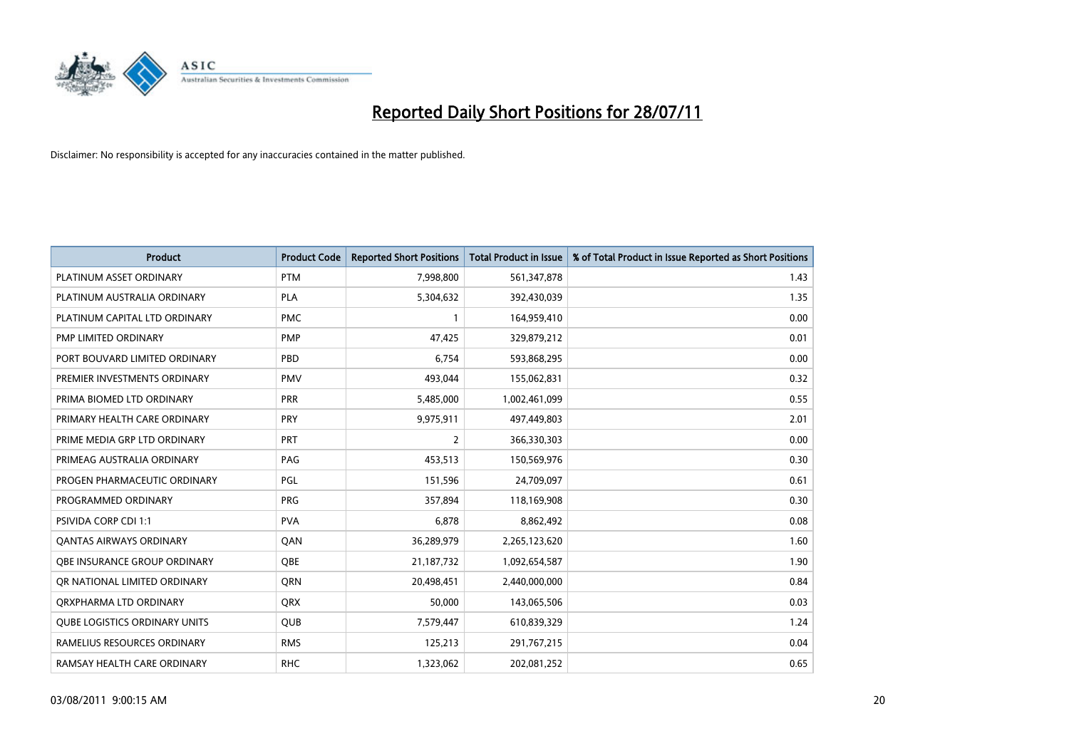# Reported Daily Short Positions for 28/07/11

Disclaimer: No responsibility is accepted for any inaccuracies contained in the matter published.

| Product | Product Code | Reported Short Positions | Total Product in Issue | % of Total Product in Issue Reported as Short Positions |
|---|---|---|---|---|
| PLATINUM ASSET ORDINARY | PTM | 7,998,800 | 561,347,878 | 1.43 |
| PLATINUM AUSTRALIA ORDINARY | PLA | 5,304,632 | 392,430,039 | 1.35 |
| PLATINUM CAPITAL LTD ORDINARY | PMC | 1 | 164,959,410 | 0.00 |
| PMP LIMITED ORDINARY | PMP | 47,425 | 329,879,212 | 0.01 |
| PORT BOUVARD LIMITED ORDINARY | PBD | 6,754 | 593,868,295 | 0.00 |
| PREMIER INVESTMENTS ORDINARY | PMV | 493,044 | 155,062,831 | 0.32 |
| PRIMA BIOMED LTD ORDINARY | PRR | 5,485,000 | 1,002,461,099 | 0.55 |
| PRIMARY HEALTH CARE ORDINARY | PRY | 9,975,911 | 497,449,803 | 2.01 |
| PRIME MEDIA GRP LTD ORDINARY | PRT | 2 | 366,330,303 | 0.00 |
| PRIMEAG AUSTRALIA ORDINARY | PAG | 453,513 | 150,569,976 | 0.30 |
| PROGEN PHARMACEUTIC ORDINARY | PGL | 151,596 | 24,709,097 | 0.61 |
| PROGRAMMED ORDINARY | PRG | 357,894 | 118,169,908 | 0.30 |
| PSIVIDA CORP CDI 1:1 | PVA | 6,878 | 8,862,492 | 0.08 |
| QANTAS AIRWAYS ORDINARY | QAN | 36,289,979 | 2,265,123,620 | 1.60 |
| QBE INSURANCE GROUP ORDINARY | QBE | 21,187,732 | 1,092,654,587 | 1.90 |
| QR NATIONAL LIMITED ORDINARY | QRN | 20,498,451 | 2,440,000,000 | 0.84 |
| QRXPHARMA LTD ORDINARY | QRX | 50,000 | 143,065,506 | 0.03 |
| QUBE LOGISTICS ORDINARY UNITS | QUB | 7,579,447 | 610,839,329 | 1.24 |
| RAMELIUS RESOURCES ORDINARY | RMS | 125,213 | 291,767,215 | 0.04 |
| RAMSAY HEALTH CARE ORDINARY | RHC | 1,323,062 | 202,081,252 | 0.65 |

03/08/2011 9:00:15 AM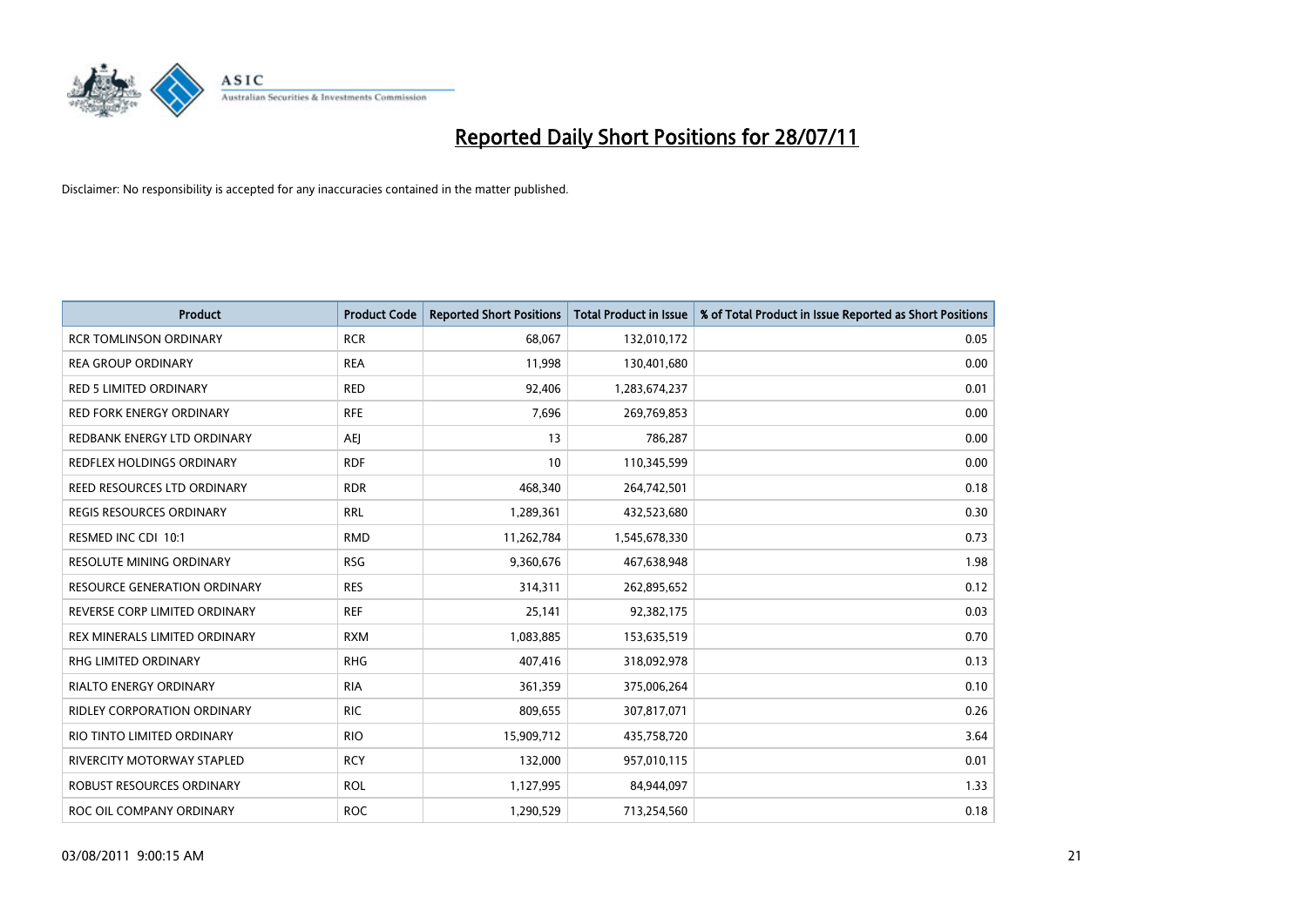# Reported Daily Short Positions for 28/07/11

Disclaimer: No responsibility is accepted for any inaccuracies contained in the matter published.

| Product | Product Code | Reported Short Positions | Total Product in Issue | % of Total Product in Issue Reported as Short Positions |
|---|---|---|---|---|
| RCR TOMLINSON ORDINARY | RCR | 68,067 | 132,010,172 | 0.05 |
| REA GROUP ORDINARY | REA | 11,998 | 130,401,680 | 0.00 |
| RED 5 LIMITED ORDINARY | RED | 92,406 | 1,283,674,237 | 0.01 |
| RED FORK ENERGY ORDINARY | RFE | 7,696 | 269,769,853 | 0.00 |
| REDBANK ENERGY LTD ORDINARY | AEJ | 13 | 786,287 | 0.00 |
| REDFLEX HOLDINGS ORDINARY | RDF | 10 | 110,345,599 | 0.00 |
| REED RESOURCES LTD ORDINARY | RDR | 468,340 | 264,742,501 | 0.18 |
| REGIS RESOURCES ORDINARY | RRL | 1,289,361 | 432,523,680 | 0.30 |
| RESMED INC CDI 10:1 | RMD | 11,262,784 | 1,545,678,330 | 0.73 |
| RESOLUTE MINING ORDINARY | RSG | 9,360,676 | 467,638,948 | 1.98 |
| RESOURCE GENERATION ORDINARY | RES | 314,311 | 262,895,652 | 0.12 |
| REVERSE CORP LIMITED ORDINARY | REF | 25,141 | 92,382,175 | 0.03 |
| REX MINERALS LIMITED ORDINARY | RXM | 1,083,885 | 153,635,519 | 0.70 |
| RHG LIMITED ORDINARY | RHG | 407,416 | 318,092,978 | 0.13 |
| RIALTO ENERGY ORDINARY | RIA | 361,359 | 375,006,264 | 0.10 |
| RIDLEY CORPORATION ORDINARY | RIC | 809,655 | 307,817,071 | 0.26 |
| RIO TINTO LIMITED ORDINARY | RIO | 15,909,712 | 435,758,720 | 3.64 |
| RIVERCITY MOTORWAY STAPLED | RCY | 132,000 | 957,010,115 | 0.01 |
| ROBUST RESOURCES ORDINARY | ROL | 1,127,995 | 84,944,097 | 1.33 |
| ROC OIL COMPANY ORDINARY | ROC | 1,290,529 | 713,254,560 | 0.18 |

03/08/2011 9:00:15 AM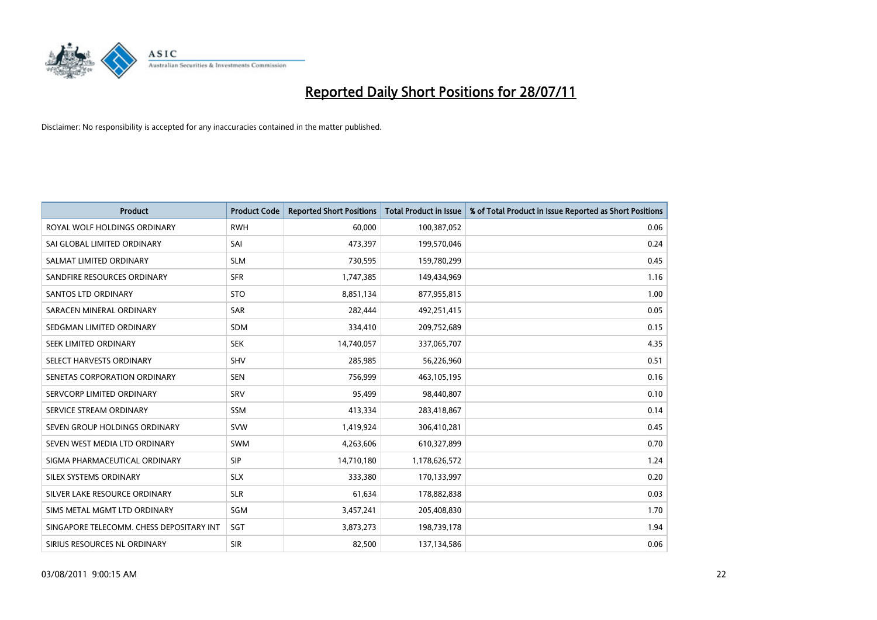# Reported Daily Short Positions for 28/07/11

Disclaimer: No responsibility is accepted for any inaccuracies contained in the matter published.

| Product | Product Code | Reported Short Positions | Total Product in Issue | % of Total Product in Issue Reported as Short Positions |
|---|---|---|---|---|
| ROYAL WOLF HOLDINGS ORDINARY | RWH | 60,000 | 100,387,052 | 0.06 |
| SAI GLOBAL LIMITED ORDINARY | SAI | 473,397 | 199,570,046 | 0.24 |
| SALMAT LIMITED ORDINARY | SLM | 730,595 | 159,780,299 | 0.45 |
| SANDFIRE RESOURCES ORDINARY | SFR | 1,747,385 | 149,434,969 | 1.16 |
| SANTOS LTD ORDINARY | STO | 8,851,134 | 877,955,815 | 1.00 |
| SARACEN MINERAL ORDINARY | SAR | 282,444 | 492,251,415 | 0.05 |
| SEDGMAN LIMITED ORDINARY | SDM | 334,410 | 209,752,689 | 0.15 |
| SEEK LIMITED ORDINARY | SEK | 14,740,057 | 337,065,707 | 4.35 |
| SELECT HARVESTS ORDINARY | SHV | 285,985 | 56,226,960 | 0.51 |
| SENETAS CORPORATION ORDINARY | SEN | 756,999 | 463,105,195 | 0.16 |
| SERVCORP LIMITED ORDINARY | SRV | 95,499 | 98,440,807 | 0.10 |
| SERVICE STREAM ORDINARY | SSM | 413,334 | 283,418,867 | 0.14 |
| SEVEN GROUP HOLDINGS ORDINARY | SVW | 1,419,924 | 306,410,281 | 0.45 |
| SEVEN WEST MEDIA LTD ORDINARY | SWM | 4,263,606 | 610,327,899 | 0.70 |
| SIGMA PHARMACEUTICAL ORDINARY | SIP | 14,710,180 | 1,178,626,572 | 1.24 |
| SILEX SYSTEMS ORDINARY | SLX | 333,380 | 170,133,997 | 0.20 |
| SILVER LAKE RESOURCE ORDINARY | SLR | 61,634 | 178,882,838 | 0.03 |
| SIMS METAL MGMT LTD ORDINARY | SGM | 3,457,241 | 205,408,830 | 1.70 |
| SINGAPORE TELECOMM. CHESS DEPOSITARY INT | SGT | 3,873,273 | 198,739,178 | 1.94 |
| SIRIUS RESOURCES NL ORDINARY | SIR | 82,500 | 137,134,586 | 0.06 |

03/08/2011 9:00:15 AM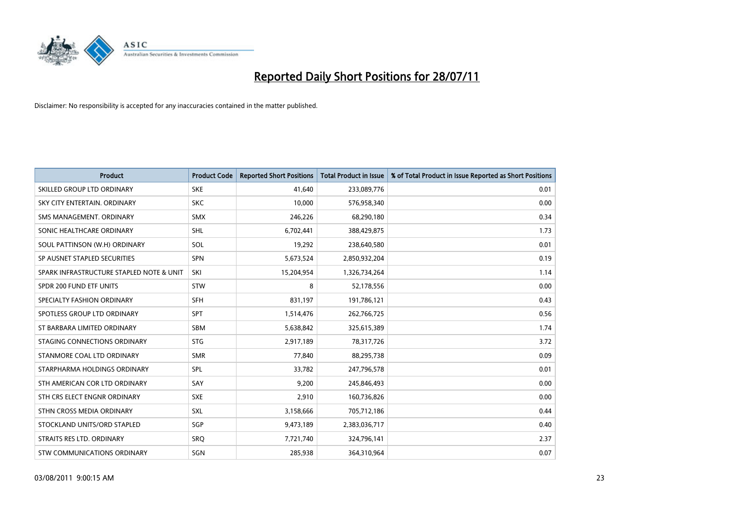# Reported Daily Short Positions for 28/07/11

Disclaimer: No responsibility is accepted for any inaccuracies contained in the matter published.

| Product | Product Code | Reported Short Positions | Total Product in Issue | % of Total Product in Issue Reported as Short Positions |
|---|---|---|---|---|
| SKILLED GROUP LTD ORDINARY | SKE | 41,640 | 233,089,776 | 0.01 |
| SKY CITY ENTERTAIN. ORDINARY | SKC | 10,000 | 576,958,340 | 0.00 |
| SMS MANAGEMENT. ORDINARY | SMX | 246,226 | 68,290,180 | 0.34 |
| SONIC HEALTHCARE ORDINARY | SHL | 6,702,441 | 388,429,875 | 1.73 |
| SOUL PATTINSON (W.H) ORDINARY | SOL | 19,292 | 238,640,580 | 0.01 |
| SP AUSNET STAPLED SECURITIES | SPN | 5,673,524 | 2,850,932,204 | 0.19 |
| SPARK INFRASTRUCTURE STAPLED NOTE & UNIT | SKI | 15,204,954 | 1,326,734,264 | 1.14 |
| SPDR 200 FUND ETF UNITS | STW | 8 | 52,178,556 | 0.00 |
| SPECIALTY FASHION ORDINARY | SFH | 831,197 | 191,786,121 | 0.43 |
| SPOTLESS GROUP LTD ORDINARY | SPT | 1,514,476 | 262,766,725 | 0.56 |
| ST BARBARA LIMITED ORDINARY | SBM | 5,638,842 | 325,615,389 | 1.74 |
| STAGING CONNECTIONS ORDINARY | STG | 2,917,189 | 78,317,726 | 3.72 |
| STANMORE COAL LTD ORDINARY | SMR | 77,840 | 88,295,738 | 0.09 |
| STARPHARMA HOLDINGS ORDINARY | SPL | 33,782 | 247,796,578 | 0.01 |
| STH AMERICAN COR LTD ORDINARY | SAY | 9,200 | 245,846,493 | 0.00 |
| STH CRS ELECT ENGNR ORDINARY | SXE | 2,910 | 160,736,826 | 0.00 |
| STHN CROSS MEDIA ORDINARY | SXL | 3,158,666 | 705,712,186 | 0.44 |
| STOCKLAND UNITS/ORD STAPLED | SGP | 9,473,189 | 2,383,036,717 | 0.40 |
| STRAITS RES LTD. ORDINARY | SRQ | 7,721,740 | 324,796,141 | 2.37 |
| STW COMMUNICATIONS ORDINARY | SGN | 285,938 | 364,310,964 | 0.07 |

03/08/2011 9:00:15 AM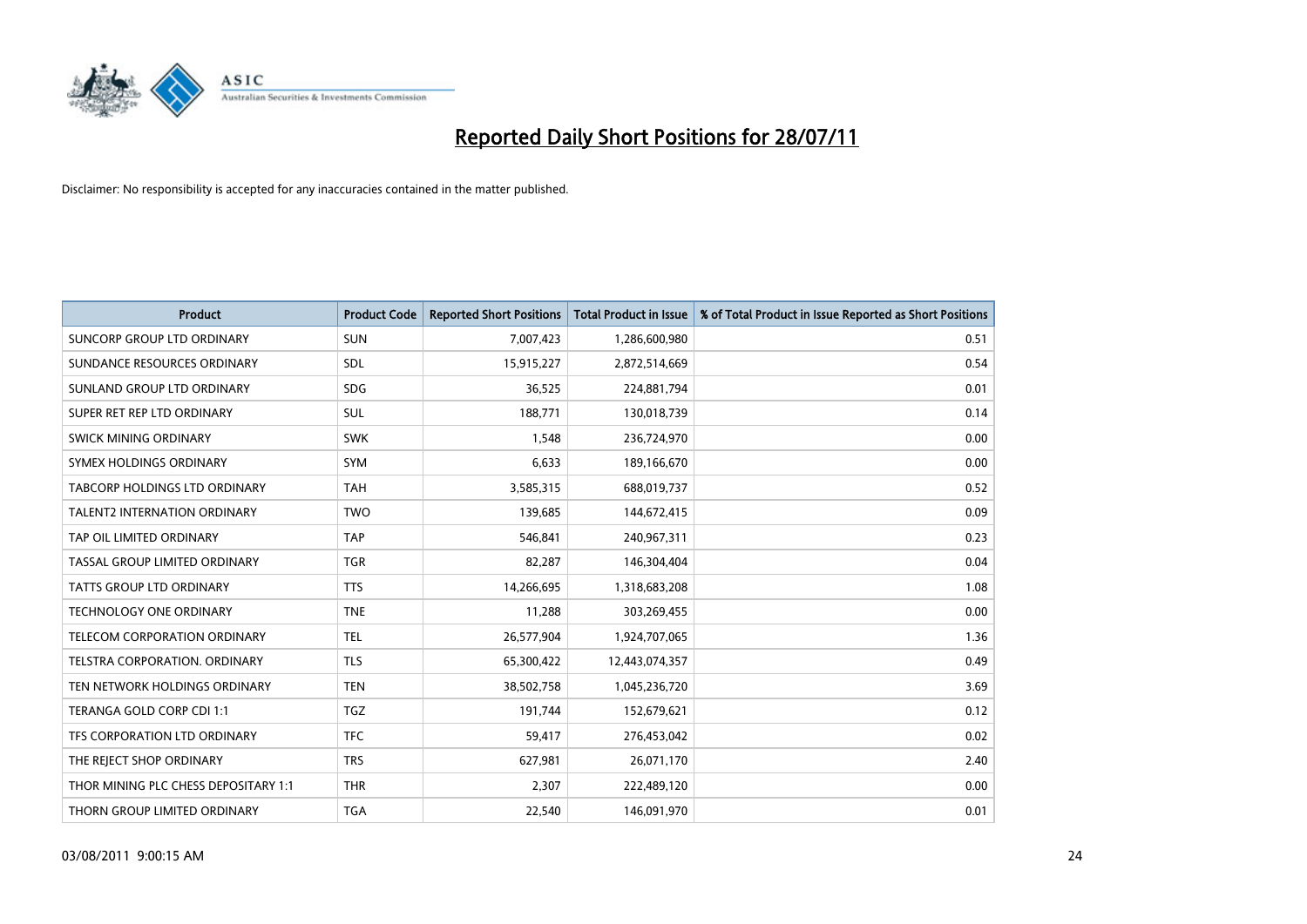# Reported Daily Short Positions for 28/07/11

Disclaimer: No responsibility is accepted for any inaccuracies contained in the matter published.

| Product | Product Code | Reported Short Positions | Total Product in Issue | % of Total Product in Issue Reported as Short Positions |
|---|---|---|---|---|
| SUNCORP GROUP LTD ORDINARY | SUN | 7,007,423 | 1,286,600,980 | 0.51 |
| SUNDANCE RESOURCES ORDINARY | SDL | 15,915,227 | 2,872,514,669 | 0.54 |
| SUNLAND GROUP LTD ORDINARY | SDG | 36,525 | 224,881,794 | 0.01 |
| SUPER RET REP LTD ORDINARY | SUL | 188,771 | 130,018,739 | 0.14 |
| SWICK MINING ORDINARY | SWK | 1,548 | 236,724,970 | 0.00 |
| SYMEX HOLDINGS ORDINARY | SYM | 6,633 | 189,166,670 | 0.00 |
| TABCORP HOLDINGS LTD ORDINARY | TAH | 3,585,315 | 688,019,737 | 0.52 |
| TALENT2 INTERNATION ORDINARY | TWO | 139,685 | 144,672,415 | 0.09 |
| TAP OIL LIMITED ORDINARY | TAP | 546,841 | 240,967,311 | 0.23 |
| TASSAL GROUP LIMITED ORDINARY | TGR | 82,287 | 146,304,404 | 0.04 |
| TATTS GROUP LTD ORDINARY | TTS | 14,266,695 | 1,318,683,208 | 1.08 |
| TECHNOLOGY ONE ORDINARY | TNE | 11,288 | 303,269,455 | 0.00 |
| TELECOM CORPORATION ORDINARY | TEL | 26,577,904 | 1,924,707,065 | 1.36 |
| TELSTRA CORPORATION. ORDINARY | TLS | 65,300,422 | 12,443,074,357 | 0.49 |
| TEN NETWORK HOLDINGS ORDINARY | TEN | 38,502,758 | 1,045,236,720 | 3.69 |
| TERANGA GOLD CORP CDI 1:1 | TGZ | 191,744 | 152,679,621 | 0.12 |
| TFS CORPORATION LTD ORDINARY | TFC | 59,417 | 276,453,042 | 0.02 |
| THE REJECT SHOP ORDINARY | TRS | 627,981 | 26,071,170 | 2.40 |
| THOR MINING PLC CHESS DEPOSITARY 1:1 | THR | 2,307 | 222,489,120 | 0.00 |
| THORN GROUP LIMITED ORDINARY | TGA | 22,540 | 146,091,970 | 0.01 |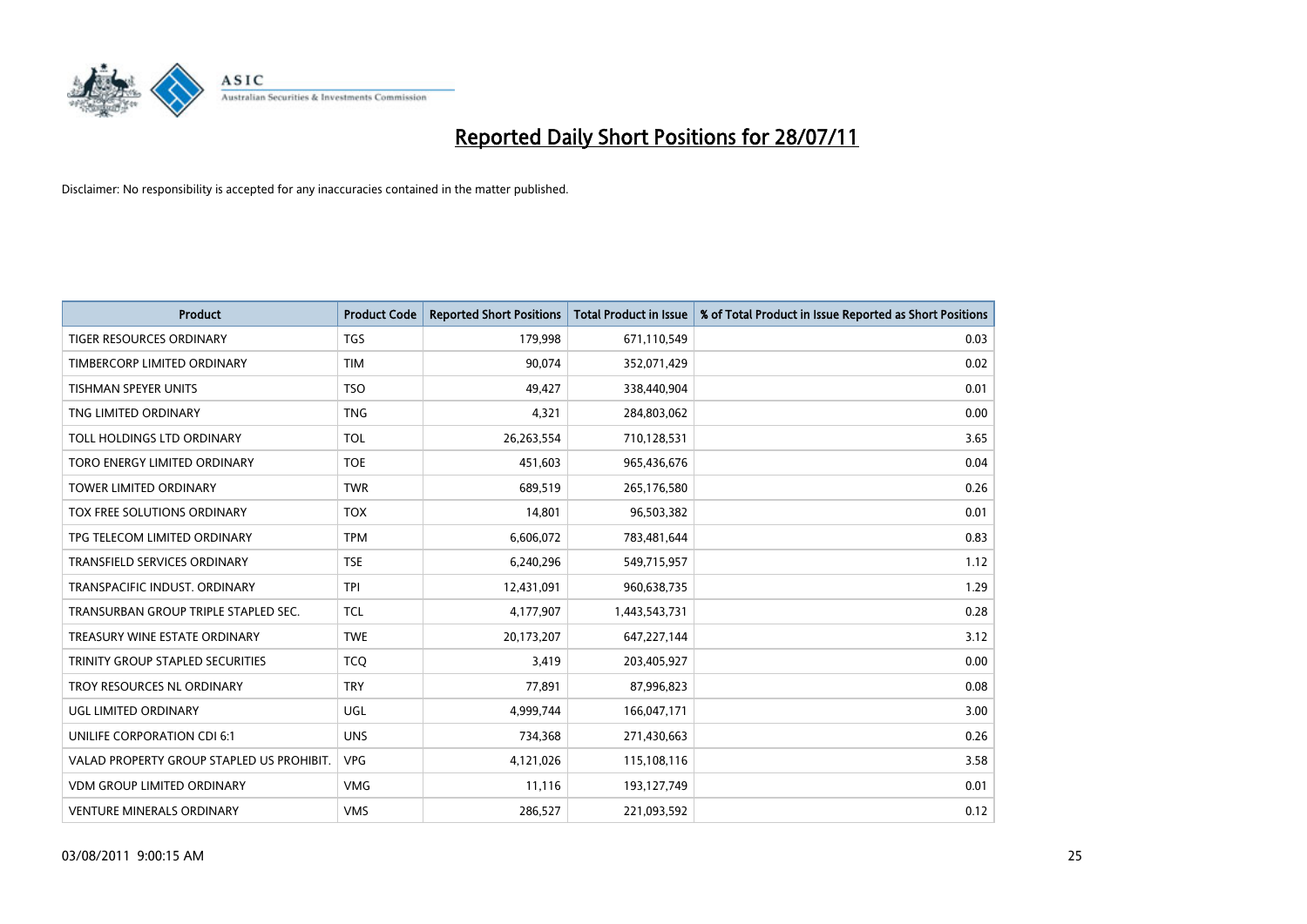# Reported Daily Short Positions for 28/07/11

Disclaimer: No responsibility is accepted for any inaccuracies contained in the matter published.

| Product | Product Code | Reported Short Positions | Total Product in Issue | % of Total Product in Issue Reported as Short Positions |
|---|---|---|---|---|
| TIGER RESOURCES ORDINARY | TGS | 179,998 | 671,110,549 | 0.03 |
| TIMBERCORP LIMITED ORDINARY | TIM | 90,074 | 352,071,429 | 0.02 |
| TISHMAN SPEYER UNITS | TSO | 49,427 | 338,440,904 | 0.01 |
| TNG LIMITED ORDINARY | TNG | 4,321 | 284,803,062 | 0.00 |
| TOLL HOLDINGS LTD ORDINARY | TOL | 26,263,554 | 710,128,531 | 3.65 |
| TORO ENERGY LIMITED ORDINARY | TOE | 451,603 | 965,436,676 | 0.04 |
| TOWER LIMITED ORDINARY | TWR | 689,519 | 265,176,580 | 0.26 |
| TOX FREE SOLUTIONS ORDINARY | TOX | 14,801 | 96,503,382 | 0.01 |
| TPG TELECOM LIMITED ORDINARY | TPM | 6,606,072 | 783,481,644 | 0.83 |
| TRANSFIELD SERVICES ORDINARY | TSE | 6,240,296 | 549,715,957 | 1.12 |
| TRANSPACIFIC INDUST. ORDINARY | TPI | 12,431,091 | 960,638,735 | 1.29 |
| TRANSURBAN GROUP TRIPLE STAPLED SEC. | TCL | 4,177,907 | 1,443,543,731 | 0.28 |
| TREASURY WINE ESTATE ORDINARY | TWE | 20,173,207 | 647,227,144 | 3.12 |
| TRINITY GROUP STAPLED SECURITIES | TCQ | 3,419 | 203,405,927 | 0.00 |
| TROY RESOURCES NL ORDINARY | TRY | 77,891 | 87,996,823 | 0.08 |
| UGL LIMITED ORDINARY | UGL | 4,999,744 | 166,047,171 | 3.00 |
| UNILIFE CORPORATION CDI 6:1 | UNS | 734,368 | 271,430,663 | 0.26 |
| VALAD PROPERTY GROUP STAPLED US PROHIBIT. | VPG | 4,121,026 | 115,108,116 | 3.58 |
| VDM GROUP LIMITED ORDINARY | VMG | 11,116 | 193,127,749 | 0.01 |
| VENTURE MINERALS ORDINARY | VMS | 286,527 | 221,093,592 | 0.12 |

03/08/2011 9:00:15 AM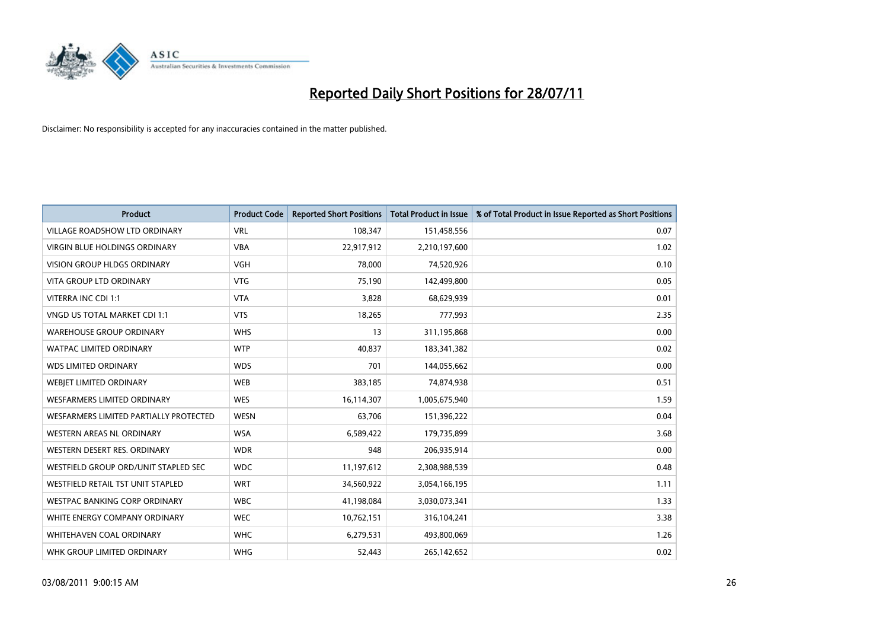# Reported Daily Short Positions for 28/07/11

Disclaimer: No responsibility is accepted for any inaccuracies contained in the matter published.

| Product | Product Code | Reported Short Positions | Total Product in Issue | % of Total Product in Issue Reported as Short Positions |
|---|---|---|---|---|
| VILLAGE ROADSHOW LTD ORDINARY | VRL | 108,347 | 151,458,556 | 0.07 |
| VIRGIN BLUE HOLDINGS ORDINARY | VBA | 22,917,912 | 2,210,197,600 | 1.02 |
| VISION GROUP HLDGS ORDINARY | VGH | 78,000 | 74,520,926 | 0.10 |
| VITA GROUP LTD ORDINARY | VTG | 75,190 | 142,499,800 | 0.05 |
| VITERRA INC CDI 1:1 | VTA | 3,828 | 68,629,939 | 0.01 |
| VNGD US TOTAL MARKET CDI 1:1 | VTS | 18,265 | 777,993 | 2.35 |
| WAREHOUSE GROUP ORDINARY | WHS | 13 | 311,195,868 | 0.00 |
| WATPAC LIMITED ORDINARY | WTP | 40,837 | 183,341,382 | 0.02 |
| WDS LIMITED ORDINARY | WDS | 701 | 144,055,662 | 0.00 |
| WEBJET LIMITED ORDINARY | WEB | 383,185 | 74,874,938 | 0.51 |
| WESFARMERS LIMITED ORDINARY | WES | 16,114,307 | 1,005,675,940 | 1.59 |
| WESFARMERS LIMITED PARTIALLY PROTECTED | WESN | 63,706 | 151,396,222 | 0.04 |
| WESTERN AREAS NL ORDINARY | WSA | 6,589,422 | 179,735,899 | 3.68 |
| WESTERN DESERT RES. ORDINARY | WDR | 948 | 206,935,914 | 0.00 |
| WESTFIELD GROUP ORD/UNIT STAPLED SEC | WDC | 11,197,612 | 2,308,988,539 | 0.48 |
| WESTFIELD RETAIL TST UNIT STAPLED | WRT | 34,560,922 | 3,054,166,195 | 1.11 |
| WESTPAC BANKING CORP ORDINARY | WBC | 41,198,084 | 3,030,073,341 | 1.33 |
| WHITE ENERGY COMPANY ORDINARY | WEC | 10,762,151 | 316,104,241 | 3.38 |
| WHITEHAVEN COAL ORDINARY | WHC | 6,279,531 | 493,800,069 | 1.26 |
| WHK GROUP LIMITED ORDINARY | WHG | 52,443 | 265,142,652 | 0.02 |

03/08/2011 9:00:15 AM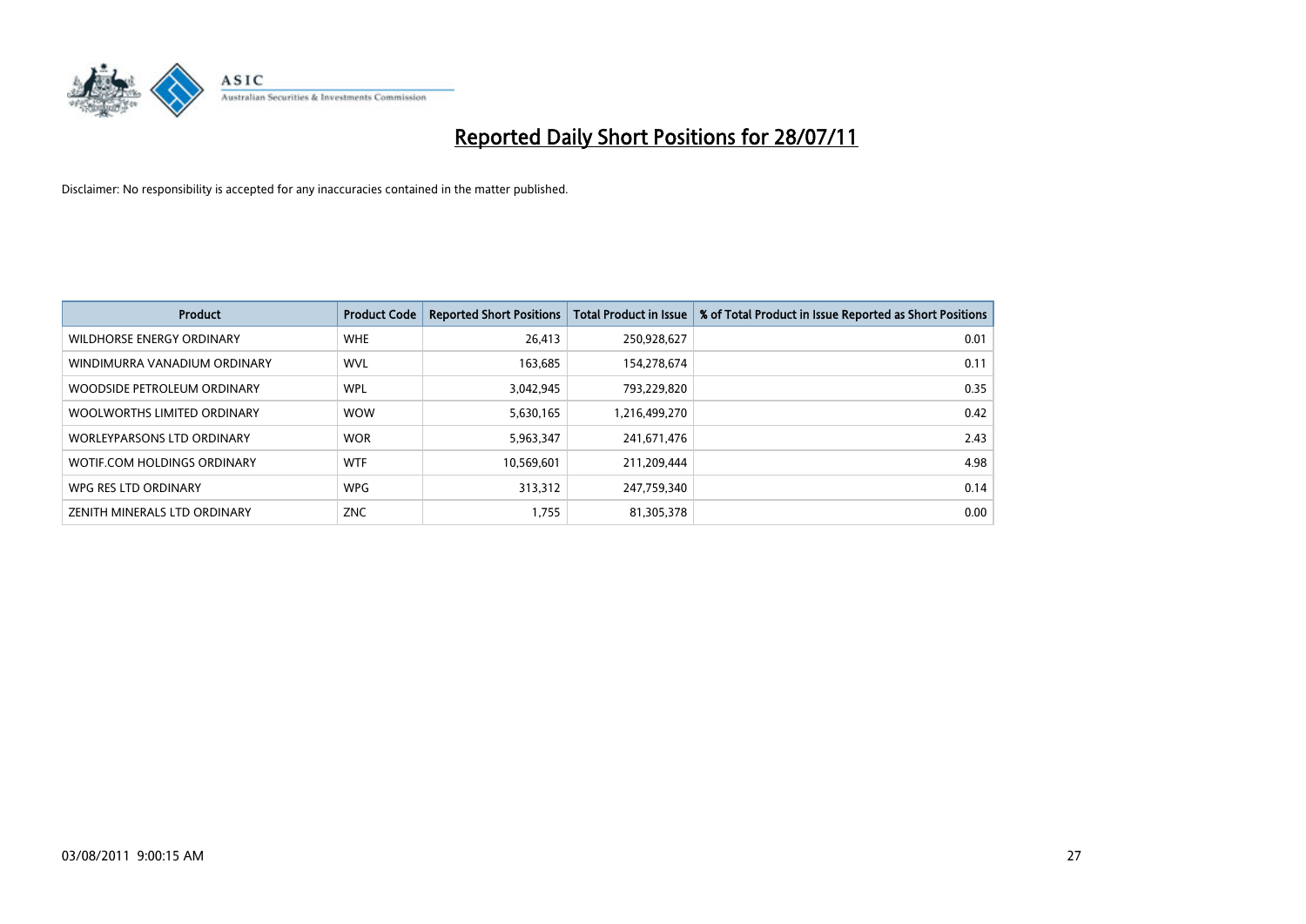# Reported Daily Short Positions for 28/07/11

Disclaimer: No responsibility is accepted for any inaccuracies contained in the matter published.

| Product | Product Code | Reported Short Positions | Total Product in Issue | % of Total Product in Issue Reported as Short Positions |
|---|---|---|---|---|
| WILDHORSE ENERGY ORDINARY | WHE | 26,413 | 250,928,627 | 0.01 |
| WINDIMURRA VANADIUM ORDINARY | WVL | 163,685 | 154,278,674 | 0.11 |
| WOODSIDE PETROLEUM ORDINARY | WPL | 3,042,945 | 793,229,820 | 0.35 |
| WOOLWORTHS LIMITED ORDINARY | WOW | 5,630,165 | 1,216,499,270 | 0.42 |
| WORLEYPARSONS LTD ORDINARY | WOR | 5,963,347 | 241,671,476 | 2.43 |
| WOTIF.COM HOLDINGS ORDINARY | WTF | 10,569,601 | 211,209,444 | 4.98 |
| WPG RES LTD ORDINARY | WPG | 313,312 | 247,759,340 | 0.14 |
| ZENITH MINERALS LTD ORDINARY | ZNC | 1,755 | 81,305,378 | 0.00 |